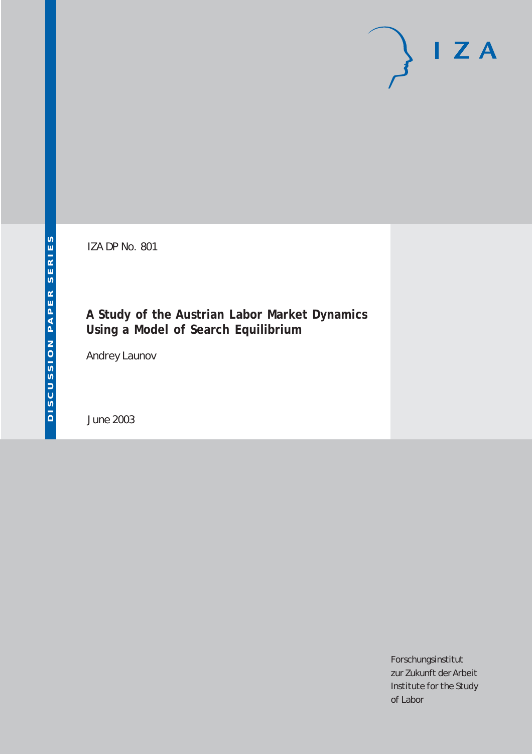DISCUSSION PAPER SERIES

IZA

IZA DP No. 801

# A Study of the Austrian Labor Market Dynamics Using a Model of Search Equilibrium

Andrey Launov

June 2003

Forschungsinstitut
zur Zukunft der Arbeit
Institute for the Study
of Labor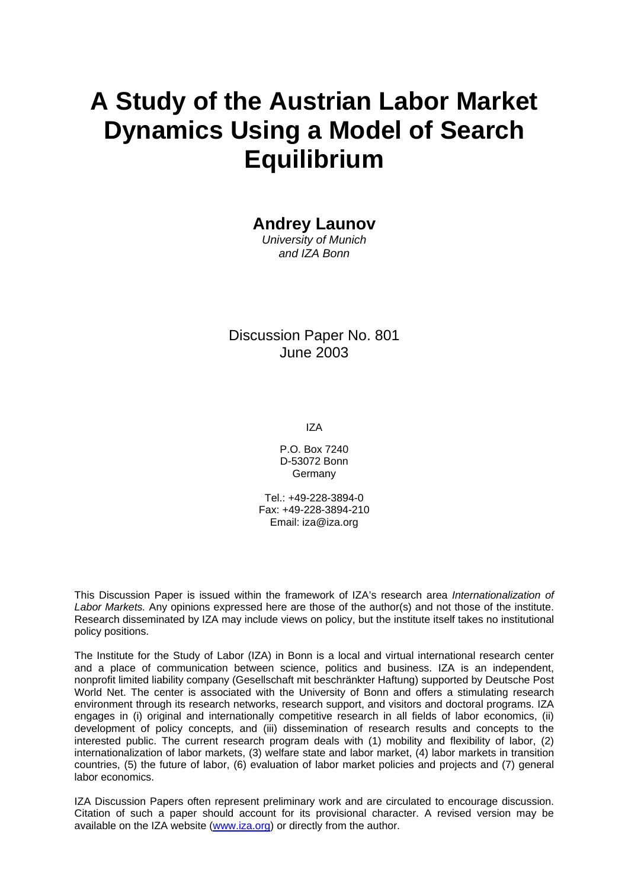# A Study of the Austrian Labor Market Dynamics Using a Model of Search Equilibrium

**Andrey Launov**

*University of Munich*
*and IZA Bonn*

Discussion Paper No. 801
June 2003

IZA

P.O. Box 7240
D-53072 Bonn
Germany

Tel.: +49-228-3894-0
Fax: +49-228-3894-210
Email: iza@iza.org

This Discussion Paper is issued within the framework of IZA's research area *Internationalization of Labor Markets.* Any opinions expressed here are those of the author(s) and not those of the institute. Research disseminated by IZA may include views on policy, but the institute itself takes no institutional policy positions.

The Institute for the Study of Labor (IZA) in Bonn is a local and virtual international research center and a place of communication between science, politics and business. IZA is an independent, nonprofit limited liability company (Gesellschaft mit beschränkter Haftung) supported by Deutsche Post World Net. The center is associated with the University of Bonn and offers a stimulating research environment through its research networks, research support, and visitors and doctoral programs. IZA engages in (i) original and internationally competitive research in all fields of labor economics, (ii) development of policy concepts, and (iii) dissemination of research results and concepts to the interested public. The current research program deals with (1) mobility and flexibility of labor, (2) internationalization of labor markets, (3) welfare state and labor market, (4) labor markets in transition countries, (5) the future of labor, (6) evaluation of labor market policies and projects and (7) general labor economics.

IZA Discussion Papers often represent preliminary work and are circulated to encourage discussion. Citation of such a paper should account for its provisional character. A revised version may be available on the IZA website (www.iza.org) or directly from the author.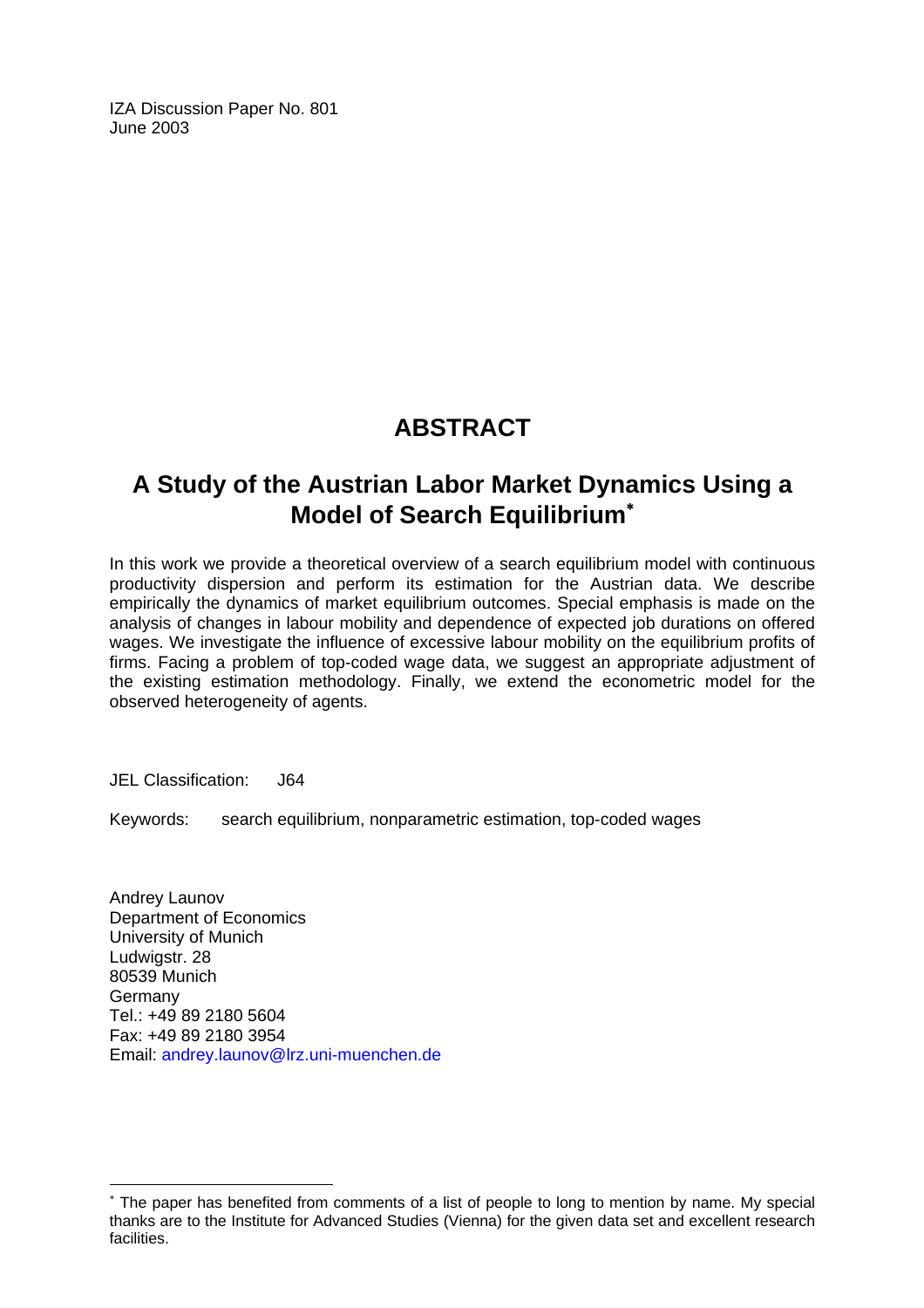IZA Discussion Paper No. 801
June 2003

# ABSTRACT

## A Study of the Austrian Labor Market Dynamics Using a Model of Search Equilibrium[∗]

In this work we provide a theoretical overview of a search equilibrium model with continuous productivity dispersion and perform its estimation for the Austrian data. We describe empirically the dynamics of market equilibrium outcomes. Special emphasis is made on the analysis of changes in labour mobility and dependence of expected job durations on offered wages. We investigate the influence of excessive labour mobility on the equilibrium profits of firms. Facing a problem of top-coded wage data, we suggest an appropriate adjustment of the existing estimation methodology. Finally, we extend the econometric model for the observed heterogeneity of agents.

JEL Classification: J64

Keywords: search equilibrium, nonparametric estimation, top-coded wages

Andrey Launov
Department of Economics
University of Munich
Ludwigstr. 28
80539 Munich
Germany
Tel.: +49 89 2180 5604
Fax: +49 89 2180 3954
Email: andrey.launov@lrz.uni-muenchen.de

[∗] The paper has benefited from comments of a list of people to long to mention by name. My special thanks are to the Institute for Advanced Studies (Vienna) for the given data set and excellent research facilities.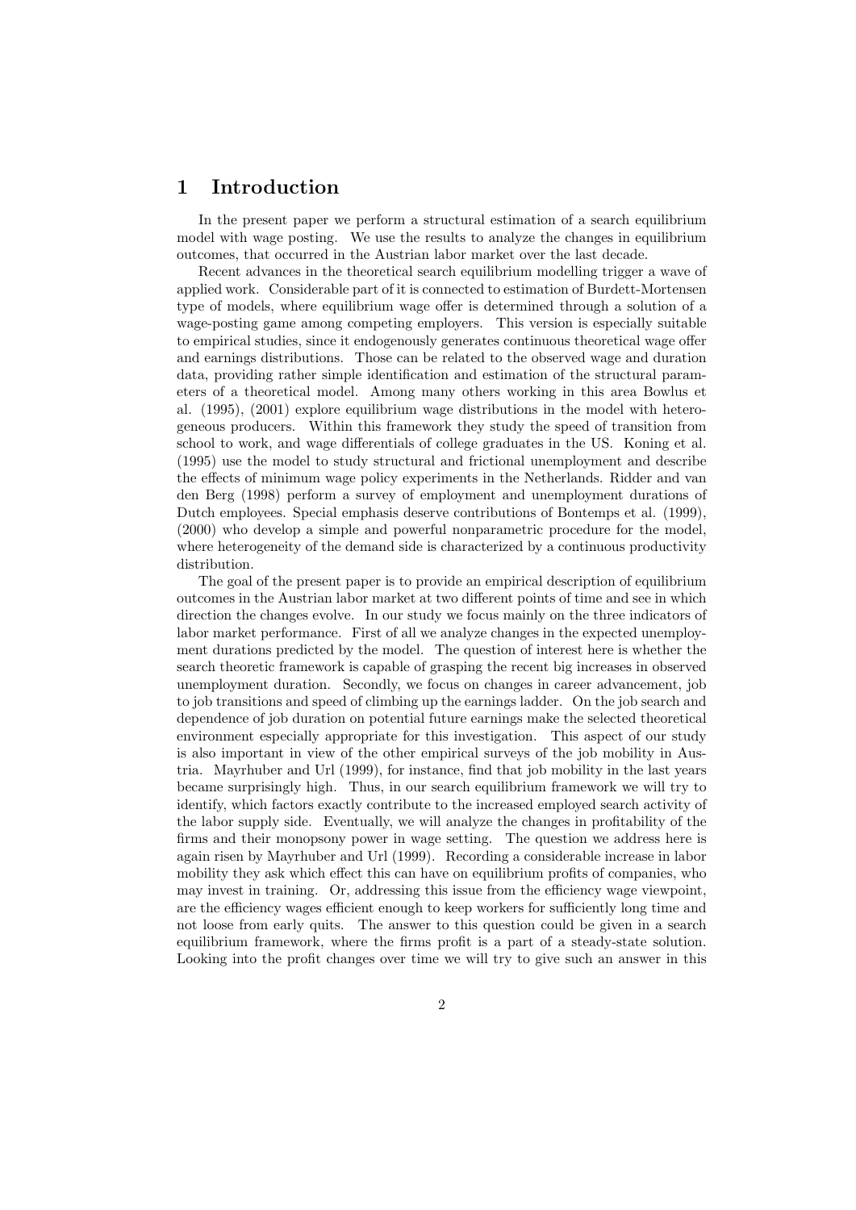# 1 Introduction

In the present paper we perform a structural estimation of a search equilibrium model with wage posting. We use the results to analyze the changes in equilibrium outcomes, that occurred in the Austrian labor market over the last decade.

Recent advances in the theoretical search equilibrium modelling trigger a wave of applied work. Considerable part of it is connected to estimation of Burdett-Mortensen type of models, where equilibrium wage offer is determined through a solution of a wage-posting game among competing employers. This version is especially suitable to empirical studies, since it endogenously generates continuous theoretical wage offer and earnings distributions. Those can be related to the observed wage and duration data, providing rather simple identification and estimation of the structural parameters of a theoretical model. Among many others working in this area Bowlus et al. (1995), (2001) explore equilibrium wage distributions in the model with heterogeneous producers. Within this framework they study the speed of transition from school to work, and wage differentials of college graduates in the US. Koning et al. (1995) use the model to study structural and frictional unemployment and describe the effects of minimum wage policy experiments in the Netherlands. Ridder and van den Berg (1998) perform a survey of employment and unemployment durations of Dutch employees. Special emphasis deserve contributions of Bontemps et al. (1999), (2000) who develop a simple and powerful nonparametric procedure for the model, where heterogeneity of the demand side is characterized by a continuous productivity distribution.

The goal of the present paper is to provide an empirical description of equilibrium outcomes in the Austrian labor market at two different points of time and see in which direction the changes evolve. In our study we focus mainly on the three indicators of labor market performance. First of all we analyze changes in the expected unemployment durations predicted by the model. The question of interest here is whether the search theoretic framework is capable of grasping the recent big increases in observed unemployment duration. Secondly, we focus on changes in career advancement, job to job transitions and speed of climbing up the earnings ladder. On the job search and dependence of job duration on potential future earnings make the selected theoretical environment especially appropriate for this investigation. This aspect of our study is also important in view of the other empirical surveys of the job mobility in Austria. Mayrhuber and Url (1999), for instance, find that job mobility in the last years became surprisingly high. Thus, in our search equilibrium framework we will try to identify, which factors exactly contribute to the increased employed search activity of the labor supply side. Eventually, we will analyze the changes in profitability of the firms and their monopsony power in wage setting. The question we address here is again risen by Mayrhuber and Url (1999). Recording a considerable increase in labor mobility they ask which effect this can have on equilibrium profits of companies, who may invest in training. Or, addressing this issue from the efficiency wage viewpoint, are the efficiency wages efficient enough to keep workers for sufficiently long time and not loose from early quits. The answer to this question could be given in a search equilibrium framework, where the firms profit is a part of a steady-state solution. Looking into the profit changes over time we will try to give such an answer in this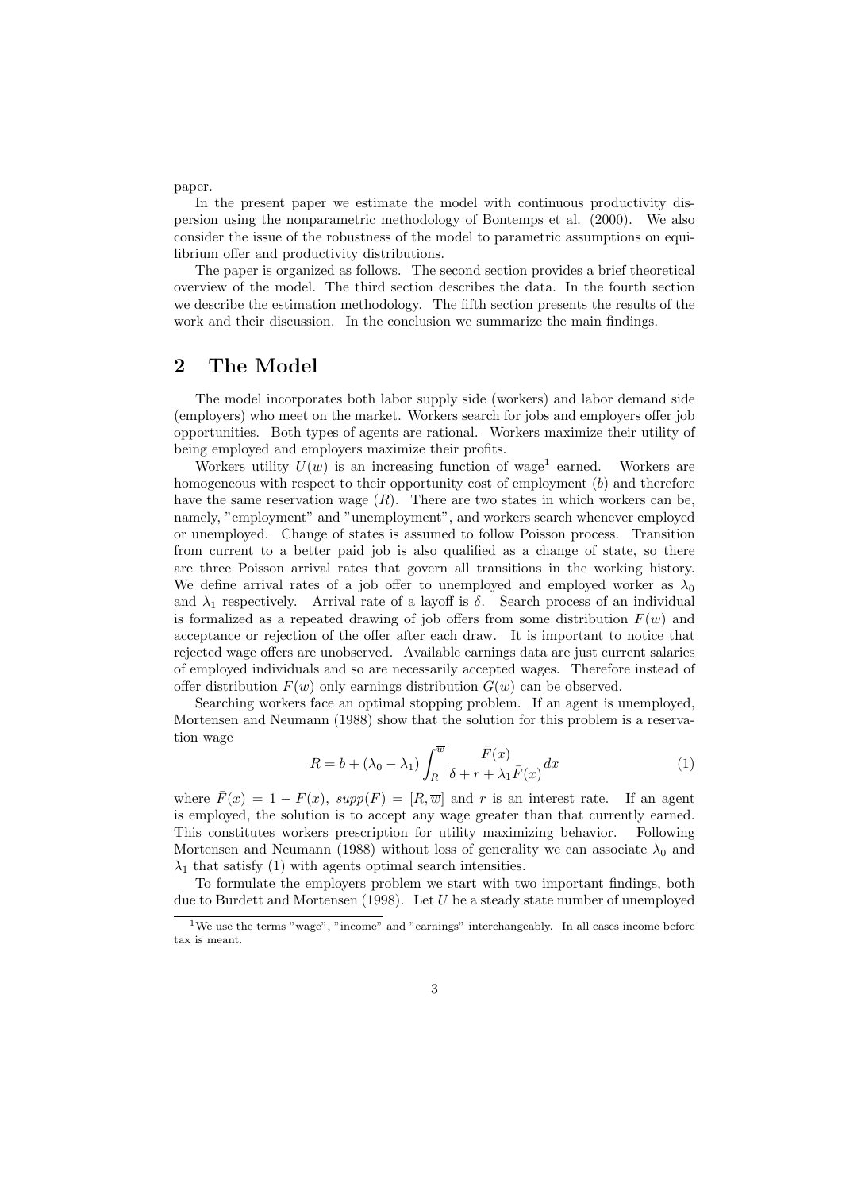paper.

In the present paper we estimate the model with continuous productivity dispersion using the nonparametric methodology of Bontemps et al. (2000). We also consider the issue of the robustness of the model to parametric assumptions on equilibrium offer and productivity distributions.

The paper is organized as follows. The second section provides a brief theoretical overview of the model. The third section describes the data. In the fourth section we describe the estimation methodology. The fifth section presents the results of the work and their discussion. In the conclusion we summarize the main findings.

## 2 The Model

The model incorporates both labor supply side (workers) and labor demand side (employers) who meet on the market. Workers search for jobs and employers offer job opportunities. Both types of agents are rational. Workers maximize their utility of being employed and employers maximize their profits.

Workers utility $U(w)$ is an increasing function of wage[1] earned. Workers are homogeneous with respect to their opportunity cost of employment ($b$) and therefore have the same reservation wage ($R$). There are two states in which workers can be, namely, "employment" and "unemployment", and workers search whenever employed or unemployed. Change of states is assumed to follow Poisson process. Transition from current to a better paid job is also qualified as a change of state, so there are three Poisson arrival rates that govern all transitions in the working history. We define arrival rates of a job offer to unemployed and employed worker as $\lambda_0$ and $\lambda_1$ respectively. Arrival rate of a layoff is $\delta$. Search process of an individual is formalized as a repeated drawing of job offers from some distribution $F(w)$ and acceptance or rejection of the offer after each draw. It is important to notice that rejected wage offers are unobserved. Available earnings data are just current salaries of employed individuals and so are necessarily accepted wages. Therefore instead of offer distribution $F(w)$ only earnings distribution $G(w)$ can be observed.

Searching workers face an optimal stopping problem. If an agent is unemployed, Mortensen and Neumann (1988) show that the solution for this problem is a reservation wage

$$R = b + (\lambda_0 - \lambda_1) \int_R^{\overline{w}} \frac{\bar{F}(x)}{\delta + r + \lambda_1 \bar{F}(x)} dx \tag{1}$$

where $\bar{F}(x) = 1 - F(x)$, $supp(F) = [R, \overline{w}]$ and $r$ is an interest rate. If an agent is employed, the solution is to accept any wage greater than that currently earned. This constitutes workers prescription for utility maximizing behavior. Following Mortensen and Neumann (1988) without loss of generality we can associate $\lambda_0$ and $\lambda_1$ that satisfy (1) with agents optimal search intensities.

To formulate the employers problem we start with two important findings, both due to Burdett and Mortensen (1998). Let $U$ be a steady state number of unemployed

[1] We use the terms "wage", "income" and "earnings" interchangeably. In all cases income before tax is meant.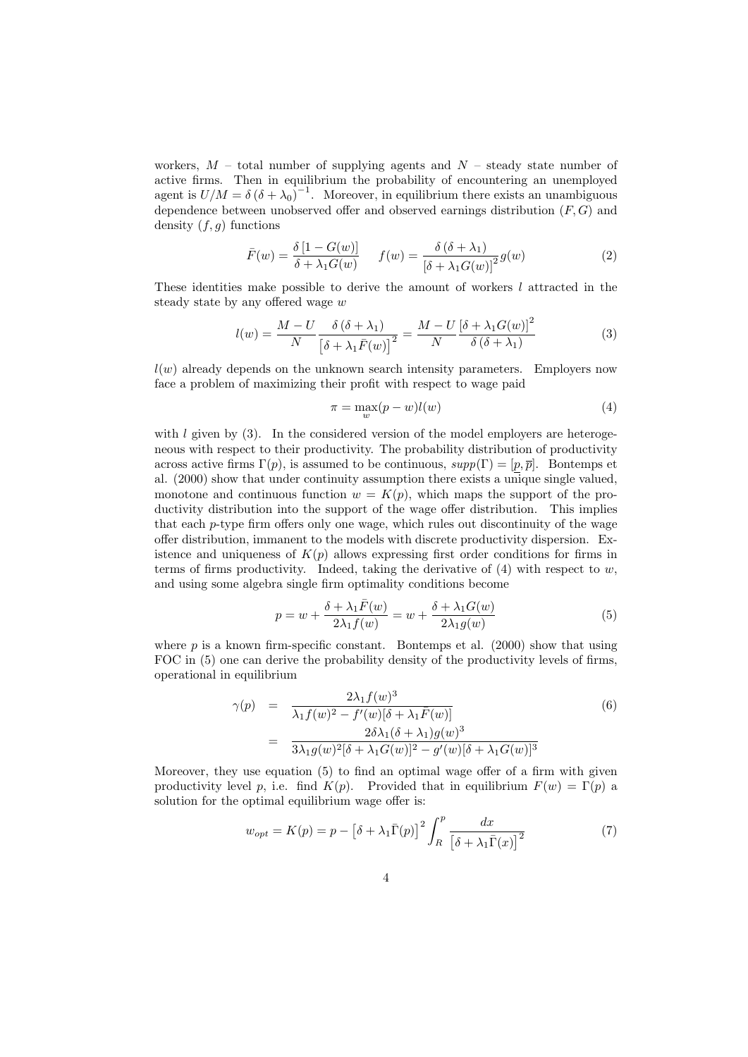workers, $M$ – total number of supplying agents and $N$ – steady state number of active firms. Then in equilibrium the probability of encountering an unemployed agent is $U/M = \delta\left(\delta + \lambda_0\right)^{-1}$. Moreover, in equilibrium there exists an unambiguous dependence between unobserved offer and observed earnings distribution $(F, G)$ and density $(f, g)$ functions

$$\bar{F}(w) = \frac{\delta\left[1 - G(w)\right]}{\delta + \lambda_1 G(w)} \qquad f(w) = \frac{\delta\left(\delta + \lambda_1\right)}{\left[\delta + \lambda_1 G(w)\right]^2} g(w) \tag{2}$$

These identities make possible to derive the amount of workers $l$ attracted in the steady state by any offered wage $w$

$$l(w) = \frac{M - U}{N} \frac{\delta\left(\delta + \lambda_1\right)}{\left[\delta + \lambda_1 \bar{F}(w)\right]^2} = \frac{M - U}{N} \frac{\left[\delta + \lambda_1 G(w)\right]^2}{\delta\left(\delta + \lambda_1\right)} \tag{3}$$

$l(w)$ already depends on the unknown search intensity parameters. Employers now face a problem of maximizing their profit with respect to wage paid

$$\pi = \max_w (p - w) l(w) \tag{4}$$

with $l$ given by (3). In the considered version of the model employers are heterogeneous with respect to their productivity. The probability distribution of productivity across active firms $\Gamma(p)$, is assumed to be continuous, $supp(\Gamma) = [\underline{p}, \overline{p}]$. Bontemps et al. (2000) show that under continuity assumption there exists a unique single valued, monotone and continuous function $w = K(p)$, which maps the support of the productivity distribution into the support of the wage offer distribution. This implies that each $p$-type firm offers only one wage, which rules out discontinuity of the wage offer distribution, immanent to the models with discrete productivity dispersion. Existence and uniqueness of $K(p)$ allows expressing first order conditions for firms in terms of firms productivity. Indeed, taking the derivative of (4) with respect to $w$, and using some algebra single firm optimality conditions become

$$p = w + \frac{\delta + \lambda_1 \bar{F}(w)}{2\lambda_1 f(w)} = w + \frac{\delta + \lambda_1 G(w)}{2\lambda_1 g(w)} \tag{5}$$

where $p$ is a known firm-specific constant. Bontemps et al. (2000) show that using FOC in (5) one can derive the probability density of the productivity levels of firms, operational in equilibrium

$$\begin{aligned} \gamma(p) &= \frac{2\lambda_1 f(w)^3}{\lambda_1 f(w)^2 - f'(w)[\delta + \lambda_1 \bar{F}(w)]} \\ &= \frac{2\delta\lambda_1(\delta + \lambda_1) g(w)^3}{3\lambda_1 g(w)^2[\delta + \lambda_1 G(w)]^2 - g'(w)[\delta + \lambda_1 G(w)]^3} \end{aligned} \tag{6}$$

Moreover, they use equation (5) to find an optimal wage offer of a firm with given productivity level $p$, i.e. find $K(p)$. Provided that in equilibrium $F(w) = \Gamma(p)$ a solution for the optimal equilibrium wage offer is:

$$w_{opt} = K(p) = p - \left[\delta + \lambda_1 \bar{\Gamma}(p)\right]^2 \int_R^p \frac{dx}{\left[\delta + \lambda_1 \bar{\Gamma}(x)\right]^2} \tag{7}$$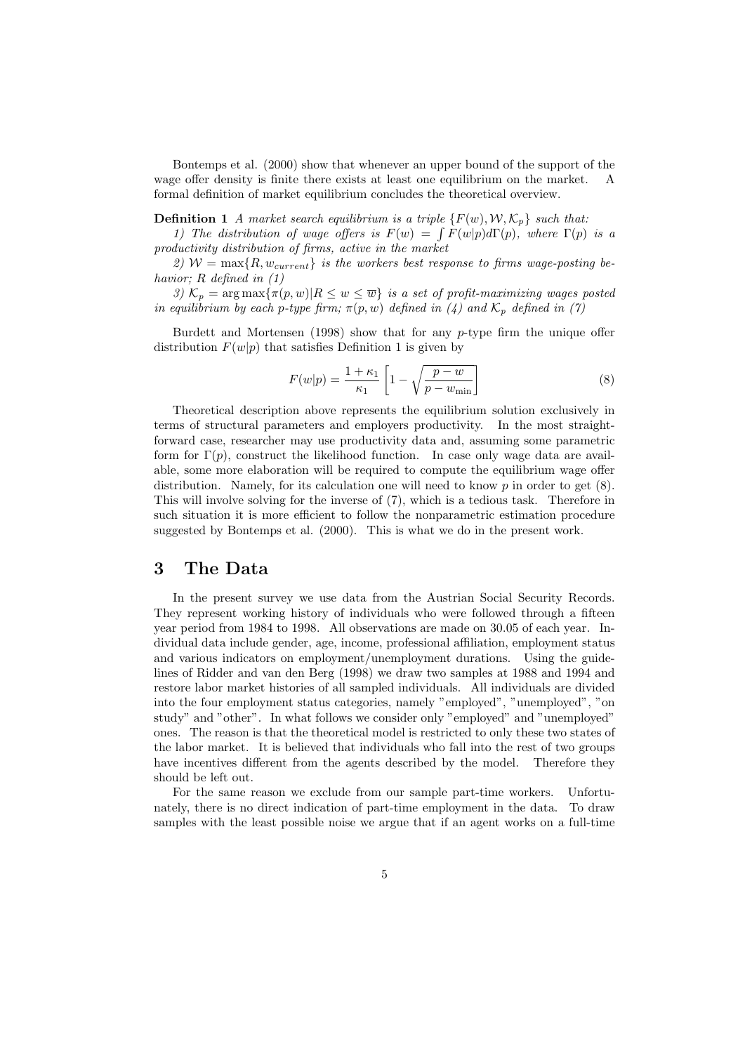Bontemps et al. (2000) show that whenever an upper bound of the support of the wage offer density is finite there exists at least one equilibrium on the market. A formal definition of market equilibrium concludes the theoretical overview.

**Definition 1** *A market search equilibrium is a triple $\{F(w), \mathcal{W}, \mathcal{K}_p\}$ such that:*

*1) The distribution of wage offers is $F(w) = \int F(w|p)d\Gamma(p)$, where $\Gamma(p)$ is a productivity distribution of firms, active in the market*

*2) $\mathcal{W} = \max\{R, w_{current}\}$ is the workers best response to firms wage-posting behavior; $R$ defined in (1)*

*3) $\mathcal{K}_p = \arg\max\{\pi(p,w)|R \leq w \leq \overline{w}\}$ is a set of profit-maximizing wages posted in equilibrium by each $p$-type firm; $\pi(p,w)$ defined in (4) and $\mathcal{K}_p$ defined in (7)*

Burdett and Mortensen (1998) show that for any $p$-type firm the unique offer distribution $F(w|p)$ that satisfies Definition 1 is given by

$$F(w|p) = \frac{1+\kappa_1}{\kappa_1}\left[1 - \sqrt{\frac{p-w}{p-w_{\min}}}\right] \tag{8}$$

Theoretical description above represents the equilibrium solution exclusively in terms of structural parameters and employers productivity. In the most straightforward case, researcher may use productivity data and, assuming some parametric form for $\Gamma(p)$, construct the likelihood function. In case only wage data are available, some more elaboration will be required to compute the equilibrium wage offer distribution. Namely, for its calculation one will need to know $p$ in order to get (8). This will involve solving for the inverse of (7), which is a tedious task. Therefore in such situation it is more efficient to follow the nonparametric estimation procedure suggested by Bontemps et al. (2000). This is what we do in the present work.

# 3 The Data

In the present survey we use data from the Austrian Social Security Records. They represent working history of individuals who were followed through a fifteen year period from 1984 to 1998. All observations are made on 30.05 of each year. Individual data include gender, age, income, professional affiliation, employment status and various indicators on employment/unemployment durations. Using the guidelines of Ridder and van den Berg (1998) we draw two samples at 1988 and 1994 and restore labor market histories of all sampled individuals. All individuals are divided into the four employment status categories, namely "employed", "unemployed", "on study" and "other". In what follows we consider only "employed" and "unemployed" ones. The reason is that the theoretical model is restricted to only these two states of the labor market. It is believed that individuals who fall into the rest of two groups have incentives different from the agents described by the model. Therefore they should be left out.

For the same reason we exclude from our sample part-time workers. Unfortunately, there is no direct indication of part-time employment in the data. To draw samples with the least possible noise we argue that if an agent works on a full-time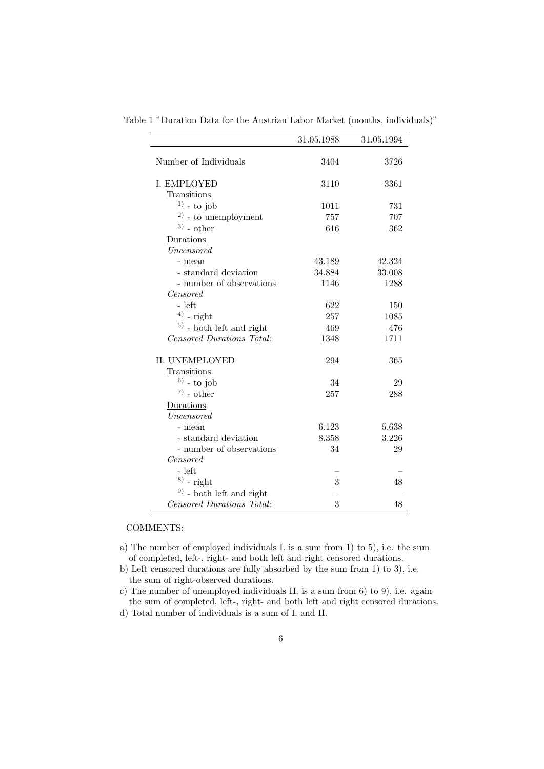Table 1 "Duration Data for the Austrian Labor Market (months, individuals)"

| | 31.05.1988 | 31.05.1994 |
|---|---|---|
| Number of Individuals | 3404 | 3726 |
| I. EMPLOYED | 3110 | 3361 |
| Transitions | | |
| [1] - to job | 1011 | 731 |
| [2] - to unemployment | 757 | 707 |
| [3] - other | 616 | 362 |
| Durations | | |
| *Uncensored* | | |
| - mean | 43.189 | 42.324 |
| - standard deviation | 34.884 | 33.008 |
| - number of observations | 1146 | 1288 |
| *Censored* | | |
| - left | 622 | 150 |
| [4] - right | 257 | 1085 |
| [5] - both left and right | 469 | 476 |
| *Censored Durations Total*: | 1348 | 1711 |
| II. UNEMPLOYED | 294 | 365 |
| Transitions | | |
| [6] - to job | 34 | 29 |
| [7] - other | 257 | 288 |
| Durations | | |
| *Uncensored* | | |
| - mean | 6.123 | 5.638 |
| - standard deviation | 8.358 | 3.226 |
| - number of observations | 34 | 29 |
| *Censored* | | |
| - left | – | – |
| [8] - right | 3 | 48 |
| [9] - both left and right | – | – |
| *Censored Durations Total*: | 3 | 48 |

COMMENTS:

a) The number of employed individuals I. is a sum from 1) to 5), i.e. the sum of completed, left-, right- and both left and right censored durations.

b) Left censored durations are fully absorbed by the sum from 1) to 3), i.e. the sum of right-observed durations.

c) The number of unemployed individuals II. is a sum from 6) to 9), i.e. again the sum of completed, left-, right- and both left and right censored durations.

d) Total number of individuals is a sum of I. and II.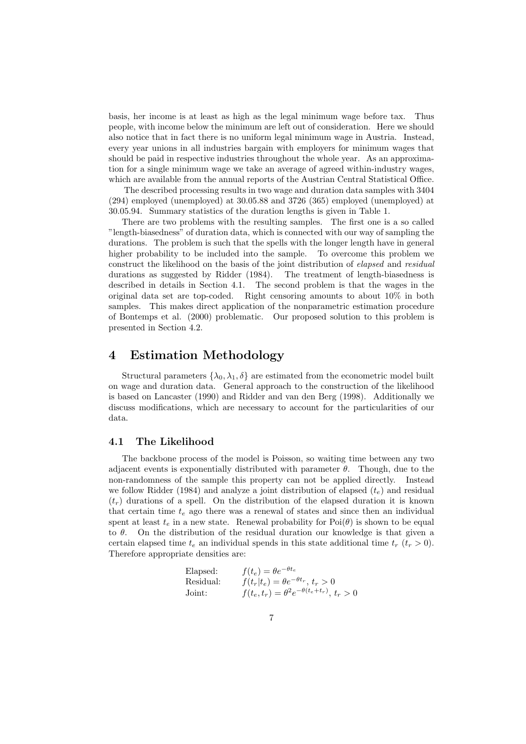basis, her income is at least as high as the legal minimum wage before tax. Thus people, with income below the minimum are left out of consideration. Here we should also notice that in fact there is no uniform legal minimum wage in Austria. Instead, every year unions in all industries bargain with employers for minimum wages that should be paid in respective industries throughout the whole year. As an approximation for a single minimum wage we take an average of agreed within-industry wages, which are available from the annual reports of the Austrian Central Statistical Office.

The described processing results in two wage and duration data samples with 3404 (294) employed (unemployed) at 30.05.88 and 3726 (365) employed (unemployed) at 30.05.94. Summary statistics of the duration lengths is given in Table 1.

There are two problems with the resulting samples. The first one is a so called "length-biasedness" of duration data, which is connected with our way of sampling the durations. The problem is such that the spells with the longer length have in general higher probability to be included into the sample. To overcome this problem we construct the likelihood on the basis of the joint distribution of *elapsed* and *residual* durations as suggested by Ridder (1984). The treatment of length-biasedness is described in details in Section 4.1. The second problem is that the wages in the original data set are top-coded. Right censoring amounts to about 10% in both samples. This makes direct application of the nonparametric estimation procedure of Bontemps et al. (2000) problematic. Our proposed solution to this problem is presented in Section 4.2.

# 4 Estimation Methodology

Structural parameters $\{\lambda_0, \lambda_1, \delta\}$ are estimated from the econometric model built on wage and duration data. General approach to the construction of the likelihood is based on Lancaster (1990) and Ridder and van den Berg (1998). Additionally we discuss modifications, which are necessary to account for the particularities of our data.

## 4.1 The Likelihood

The backbone process of the model is Poisson, so waiting time between any two adjacent events is exponentially distributed with parameter $\theta$. Though, due to the non-randomness of the sample this property can not be applied directly. Instead we follow Ridder (1984) and analyze a joint distribution of elapsed ($t_e$) and residual ($t_r$) durations of a spell. On the distribution of the elapsed duration it is known that certain time $t_e$ ago there was a renewal of states and since then an individual spent at least $t_e$ in a new state. Renewal probability for $\mathrm{Poi}(\theta)$ is shown to be equal to $\theta$. On the distribution of the residual duration our knowledge is that given a certain elapsed time $t_e$ an individual spends in this state additional time $t_r$ ($t_r > 0$). Therefore appropriate densities are:

$$
\begin{array}{ll}
\text{Elapsed:} & f(t_e) = \theta e^{-\theta t_e} \\
\text{Residual:} & f(t_r|t_e) = \theta e^{-\theta t_r},\ t_r > 0 \\
\text{Joint:} & f(t_e, t_r) = \theta^2 e^{-\theta(t_e + t_r)},\ t_r > 0
\end{array}
$$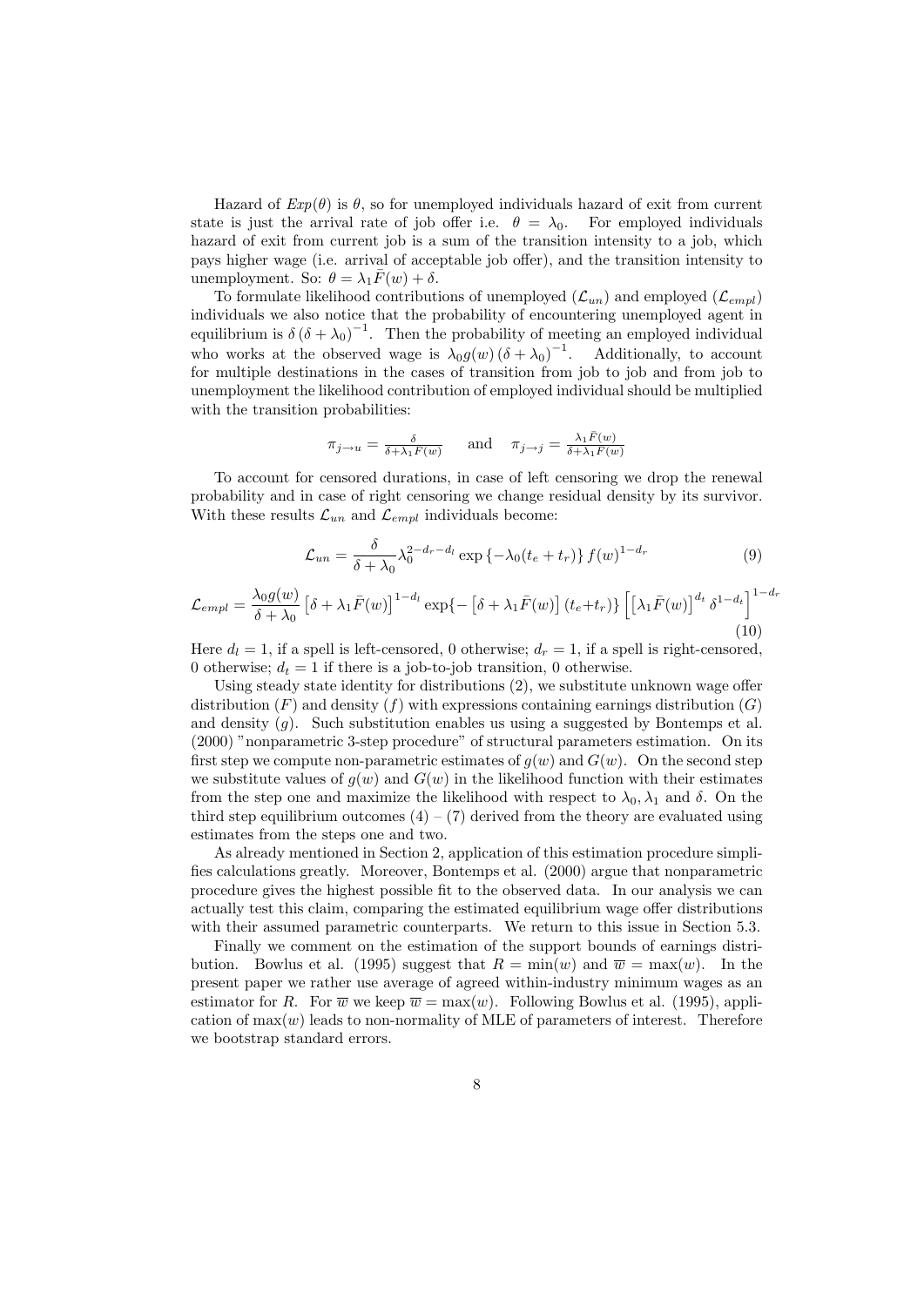Hazard of $Exp(\theta)$ is $\theta$, so for unemployed individuals hazard of exit from current state is just the arrival rate of job offer i.e. $\theta = \lambda_0$. For employed individuals hazard of exit from current job is a sum of the transition intensity to a job, which pays higher wage (i.e. arrival of acceptable job offer), and the transition intensity to unemployment. So: $\theta = \lambda_1 \bar{F}(w) + \delta$.

To formulate likelihood contributions of unemployed ($\mathcal{L}_{un}$) and employed ($\mathcal{L}_{empl}$) individuals we also notice that the probability of encountering unemployed agent in equilibrium is $\delta \left(\delta + \lambda_0\right)^{-1}$. Then the probability of meeting an employed individual who works at the observed wage is $\lambda_0 g(w) \left(\delta + \lambda_0\right)^{-1}$. Additionally, to account for multiple destinations in the cases of transition from job to job and from job to unemployment the likelihood contribution of employed individual should be multiplied with the transition probabilities:

$$\pi_{j \to u} = \frac{\delta}{\delta + \lambda_1 \bar{F}(w)} \quad \text{and} \quad \pi_{j \to j} = \frac{\lambda_1 \bar{F}(w)}{\delta + \lambda_1 \bar{F}(w)}$$

To account for censored durations, in case of left censoring we drop the renewal probability and in case of right censoring we change residual density by its survivor. With these results $\mathcal{L}_{un}$ and $\mathcal{L}_{empl}$ individuals become:

$$\mathcal{L}_{un} = \frac{\delta}{\delta + \lambda_0} \lambda_0^{2-d_r-d_l} \exp\left\{-\lambda_0 (t_e + t_r)\right\} f(w)^{1-d_r} \tag{9}$$

$$\mathcal{L}_{empl} = \frac{\lambda_0 g(w)}{\delta + \lambda_0} \left[\delta + \lambda_1 \bar{F}(w)\right]^{1-d_l} \exp\{-\left[\delta + \lambda_1 \bar{F}(w)\right](t_e + t_r)\} \left[\left[\lambda_1 \bar{F}(w)\right]^{d_t} \delta^{1-d_t}\right]^{1-d_r} \tag{10}$$

Here $d_l = 1$, if a spell is left-censored, 0 otherwise; $d_r = 1$, if a spell is right-censored, 0 otherwise; $d_t = 1$ if there is a job-to-job transition, 0 otherwise.

Using steady state identity for distributions (2), we substitute unknown wage offer distribution ($F$) and density ($f$) with expressions containing earnings distribution ($G$) and density ($g$). Such substitution enables us using a suggested by Bontemps et al. (2000) "nonparametric 3-step procedure" of structural parameters estimation. On its first step we compute non-parametric estimates of $g(w)$ and $G(w)$. On the second step we substitute values of $g(w)$ and $G(w)$ in the likelihood function with their estimates from the step one and maximize the likelihood with respect to $\lambda_0, \lambda_1$ and $\delta$. On the third step equilibrium outcomes (4) – (7) derived from the theory are evaluated using estimates from the steps one and two.

As already mentioned in Section 2, application of this estimation procedure simplifies calculations greatly. Moreover, Bontemps et al. (2000) argue that nonparametric procedure gives the highest possible fit to the observed data. In our analysis we can actually test this claim, comparing the estimated equilibrium wage offer distributions with their assumed parametric counterparts. We return to this issue in Section 5.3.

Finally we comment on the estimation of the support bounds of earnings distribution. Bowlus et al. (1995) suggest that $R = \min(w)$ and $\overline{w} = \max(w)$. In the present paper we rather use average of agreed within-industry minimum wages as an estimator for $R$. For $\overline{w}$ we keep $\overline{w} = \max(w)$. Following Bowlus et al. (1995), application of $\max(w)$ leads to non-normality of MLE of parameters of interest. Therefore we bootstrap standard errors.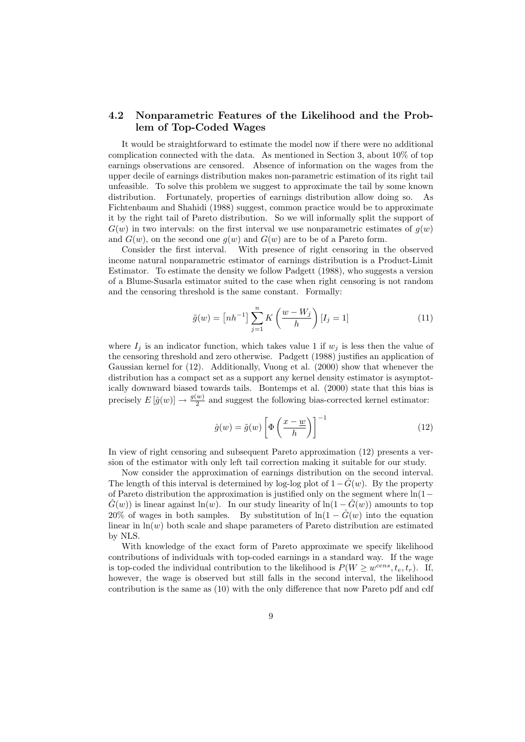### 4.2 Nonparametric Features of the Likelihood and the Problem of Top-Coded Wages

It would be straightforward to estimate the model now if there were no additional complication connected with the data. As mentioned in Section 3, about 10% of top earnings observations are censored. Absence of information on the wages from the upper decile of earnings distribution makes non-parametric estimation of its right tail unfeasible. To solve this problem we suggest to approximate the tail by some known distribution. Fortunately, properties of earnings distribution allow doing so. As Fichtenbaum and Shahidi (1988) suggest, common practice would be to approximate it by the right tail of Pareto distribution. So we will informally split the support of $G(w)$ in two intervals: on the first interval we use nonparametric estimates of $g(w)$ and $G(w)$, on the second one $g(w)$ and $G(w)$ are to be of a Pareto form.

Consider the first interval. With presence of right censoring in the observed income natural nonparametric estimator of earnings distribution is a Product-Limit Estimator. To estimate the density we follow Padgett (1988), who suggests a version of a Blume-Susarla estimator suited to the case when right censoring is not random and the censoring threshold is the same constant. Formally:

$$\tilde{g}(w) = \left[nh^{-1}\right] \sum_{j=1}^{n} K\left(\frac{w - W_j}{h}\right) [I_j = 1] \tag{11}$$

where $I_j$ is an indicator function, which takes value 1 if $w_j$ is less then the value of the censoring threshold and zero otherwise. Padgett (1988) justifies an application of Gaussian kernel for (12). Additionally, Vuong et al. (2000) show that whenever the distribution has a compact set as a support any kernel density estimator is asymptotically downward biased towards tails. Bontemps et al. (2000) state that this bias is precisely $E\left[\hat{g}(w)\right] \rightarrow \frac{g(w)}{2}$ and suggest the following bias-corrected kernel estimator:

$$\hat{g}(w) = \tilde{g}(w) \left[\Phi\left(\frac{x - \underline{w}}{h}\right)\right]^{-1} \tag{12}$$

In view of right censoring and subsequent Pareto approximation (12) presents a version of the estimator with only left tail correction making it suitable for our study.

Now consider the approximation of earnings distribution on the second interval. The length of this interval is determined by log-log plot of $1 - \hat{G}(w)$. By the property of Pareto distribution the approximation is justified only on the segment where $\ln(1 - \hat{G}(w))$ is linear against $\ln(w)$. In our study linearity of $\ln(1 - \hat{G}(w))$ amounts to top 20% of wages in both samples. By substitution of $\ln(1 - \hat{G}(w)$ into the equation linear in $\ln(w)$ both scale and shape parameters of Pareto distribution are estimated by NLS.

With knowledge of the exact form of Pareto approximate we specify likelihood contributions of individuals with top-coded earnings in a standard way. If the wage is top-coded the individual contribution to the likelihood is $P(W \geq w^{cens}, t_e, t_r)$. If, however, the wage is observed but still falls in the second interval, the likelihood contribution is the same as (10) with the only difference that now Pareto pdf and cdf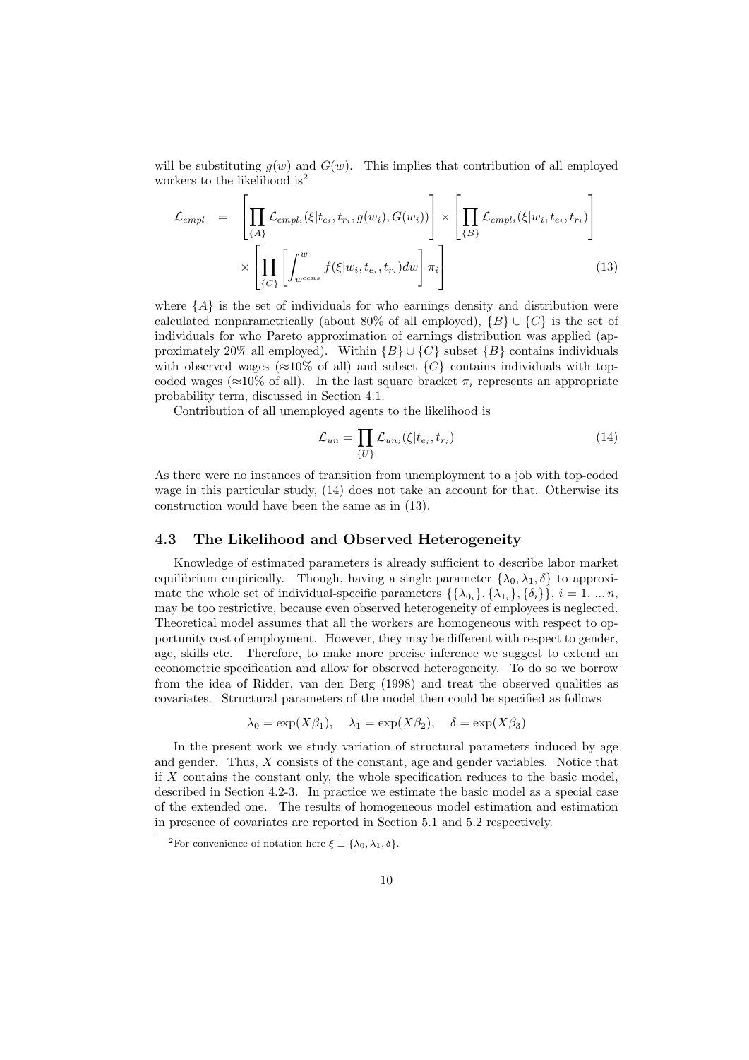will be substituting $g(w)$ and $G(w)$. This implies that contribution of all employed workers to the likelihood is[2]

$$
\begin{aligned}
\mathcal{L}_{empl} &= \left[\prod_{\{A\}} \mathcal{L}_{empl_i}(\xi | t_{e_i}, t_{r_i}, g(w_i), G(w_i))\right] \times \left[\prod_{\{B\}} \mathcal{L}_{empl_i}(\xi | w_i, t_{e_i}, t_{r_i})\right] \\
&\quad \times \left[\prod_{\{C\}} \left[\int_{w^{cens}}^{\overline{w}} f(\xi | w_i, t_{e_i}, t_{r_i}) dw\right] \pi_i\right]
\end{aligned} \tag{13}
$$

where $\{A\}$ is the set of individuals for who earnings density and distribution were calculated nonparametrically (about 80% of all employed), $\{B\} \cup \{C\}$ is the set of individuals for who Pareto approximation of earnings distribution was applied (approximately 20% all employed). Within $\{B\} \cup \{C\}$ subset $\{B\}$ contains individuals with observed wages ($\approx$10% of all) and subset $\{C\}$ contains individuals with top-coded wages ($\approx$10% of all). In the last square bracket $\pi_i$ represents an appropriate probability term, discussed in Section 4.1.

Contribution of all unemployed agents to the likelihood is

$$
\mathcal{L}_{un} = \prod_{\{U\}} \mathcal{L}_{un_i}(\xi | t_{e_i}, t_{r_i}) \tag{14}
$$

As there were no instances of transition from unemployment to a job with top-coded wage in this particular study, (14) does not take an account for that. Otherwise its construction would have been the same as in (13).

### 4.3 The Likelihood and Observed Heterogeneity

Knowledge of estimated parameters is already sufficient to describe labor market equilibrium empirically. Though, having a single parameter $\{\lambda_0, \lambda_1, \delta\}$ to approximate the whole set of individual-specific parameters $\{\{\lambda_{0_i}\}, \{\lambda_{1_i}\}, \{\delta_i\}\}$, $i = 1, \ldots n$, may be too restrictive, because even observed heterogeneity of employees is neglected. Theoretical model assumes that all the workers are homogeneous with respect to opportunity cost of employment. However, they may be different with respect to gender, age, skills etc. Therefore, to make more precise inference we suggest to extend an econometric specification and allow for observed heterogeneity. To do so we borrow from the idea of Ridder, van den Berg (1998) and treat the observed qualities as covariates. Structural parameters of the model then could be specified as follows

$$
\lambda_0 = \exp(X\beta_1), \quad \lambda_1 = \exp(X\beta_2), \quad \delta = \exp(X\beta_3)
$$

In the present work we study variation of structural parameters induced by age and gender. Thus, $X$ consists of the constant, age and gender variables. Notice that if $X$ contains the constant only, the whole specification reduces to the basic model, described in Section 4.2-3. In practice we estimate the basic model as a special case of the extended one. The results of homogeneous model estimation and estimation in presence of covariates are reported in Section 5.1 and 5.2 respectively.

[2] For convenience of notation here $\xi \equiv \{\lambda_0, \lambda_1, \delta\}$.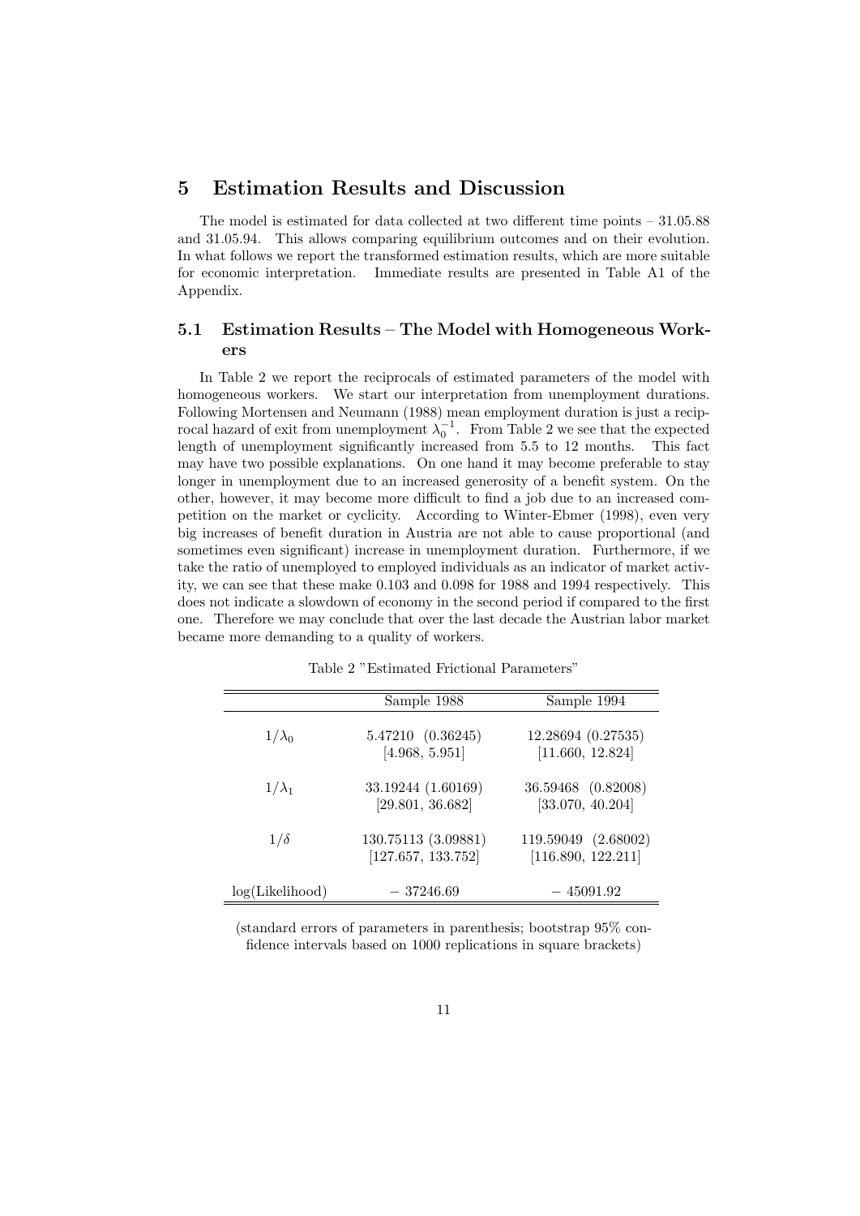# 5 Estimation Results and Discussion

The model is estimated for data collected at two different time points – 31.05.88 and 31.05.94. This allows comparing equilibrium outcomes and on their evolution. In what follows we report the transformed estimation results, which are more suitable for economic interpretation. Immediate results are presented in Table A1 of the Appendix.

## 5.1 Estimation Results – The Model with Homogeneous Workers

In Table 2 we report the reciprocals of estimated parameters of the model with homogeneous workers. We start our interpretation from unemployment durations. Following Mortensen and Neumann (1988) mean employment duration is just a reciprocal hazard of exit from unemployment $\lambda_0^{-1}$. From Table 2 we see that the expected length of unemployment significantly increased from 5.5 to 12 months. This fact may have two possible explanations. On one hand it may become preferable to stay longer in unemployment due to an increased generosity of a benefit system. On the other, however, it may become more difficult to find a job due to an increased competition on the market or cyclicity. According to Winter-Ebmer (1998), even very big increases of benefit duration in Austria are not able to cause proportional (and sometimes even significant) increase in unemployment duration. Furthermore, if we take the ratio of unemployed to employed individuals as an indicator of market activity, we can see that these make 0.103 and 0.098 for 1988 and 1994 respectively. This does not indicate a slowdown of economy in the second period if compared to the first one. Therefore we may conclude that over the last decade the Austrian labor market became more demanding to a quality of workers.

Table 2 "Estimated Frictional Parameters"

| | Sample 1988 | Sample 1994 |
|---|---|---|
| $1/\lambda_0$ | 5.47210 (0.36245) | 12.28694 (0.27535) |
| | [4.968, 5.951] | [11.660, 12.824] |
| $1/\lambda_1$ | 33.19244 (1.60169) | 36.59468 (0.82008) |
| | [29.801, 36.682] | [33.070, 40.204] |
| $1/\delta$ | 130.75113 (3.09881) | 119.59049 (2.68002) |
| | [127.657, 133.752] | [116.890, 122.211] |
| log(Likelihood) | − 37246.69 | − 45091.92 |

(standard errors of parameters in parenthesis; bootstrap 95% confidence intervals based on 1000 replications in square brackets)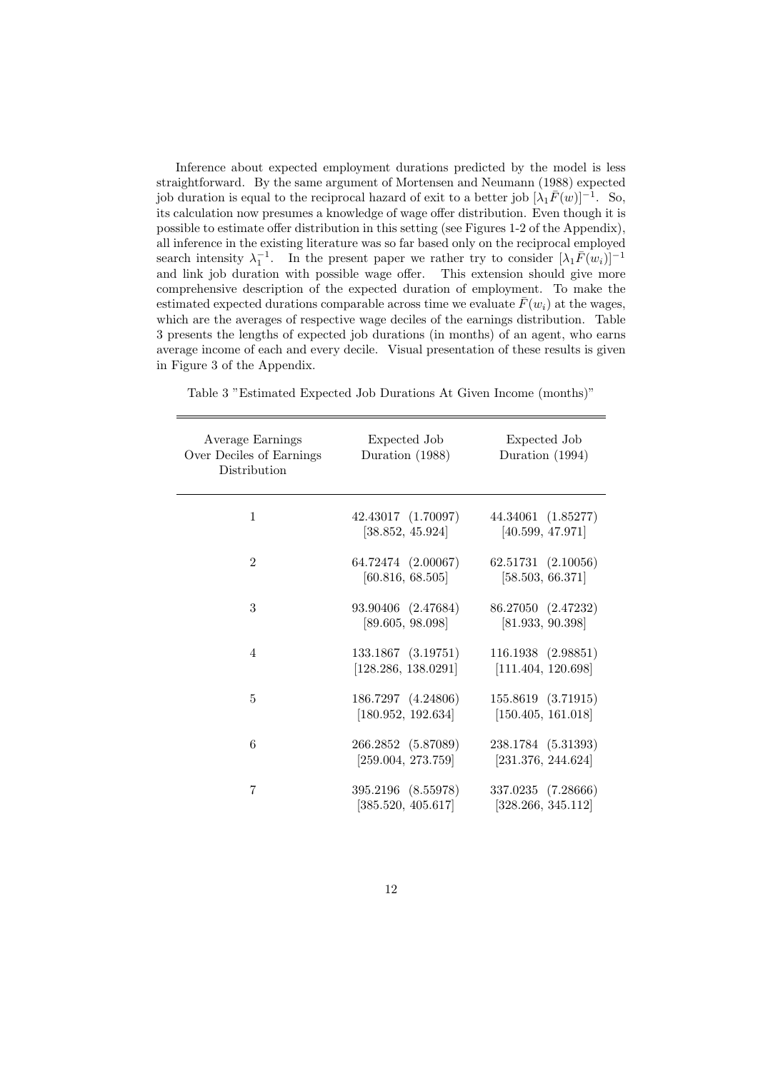Inference about expected employment durations predicted by the model is less straightforward. By the same argument of Mortensen and Neumann (1988) expected job duration is equal to the reciprocal hazard of exit to a better job $[\lambda_1 \bar{F}(w)]^{-1}$. So, its calculation now presumes a knowledge of wage offer distribution. Even though it is possible to estimate offer distribution in this setting (see Figures 1-2 of the Appendix), all inference in the existing literature was so far based only on the reciprocal employed search intensity $\lambda_1^{-1}$. In the present paper we rather try to consider $[\lambda_1 \bar{F}(w_i)]^{-1}$ and link job duration with possible wage offer. This extension should give more comprehensive description of the expected duration of employment. To make the estimated expected durations comparable across time we evaluate $\bar{F}(w_i)$ at the wages, which are the averages of respective wage deciles of the earnings distribution. Table 3 presents the lengths of expected job durations (in months) of an agent, who earns average income of each and every decile. Visual presentation of these results is given in Figure 3 of the Appendix.

Table 3 "Estimated Expected Job Durations At Given Income (months)"

| Average Earnings Over Deciles of Earnings Distribution | Expected Job Duration (1988) | Expected Job Duration (1994) |
|---|---|---|
| 1 | 42.43017 (1.70097) [38.852, 45.924] | 44.34061 (1.85277) [40.599, 47.971] |
| 2 | 64.72474 (2.00067) [60.816, 68.505] | 62.51731 (2.10056) [58.503, 66.371] |
| 3 | 93.90406 (2.47684) [89.605, 98.098] | 86.27050 (2.47232) [81.933, 90.398] |
| 4 | 133.1867 (3.19751) [128.286, 138.0291] | 116.1938 (2.98851) [111.404, 120.698] |
| 5 | 186.7297 (4.24806) [180.952, 192.634] | 155.8619 (3.71915) [150.405, 161.018] |
| 6 | 266.2852 (5.87089) [259.004, 273.759] | 238.1784 (5.31393) [231.376, 244.624] |
| 7 | 395.2196 (8.55978) [385.520, 405.617] | 337.0235 (7.28666) [328.266, 345.112] |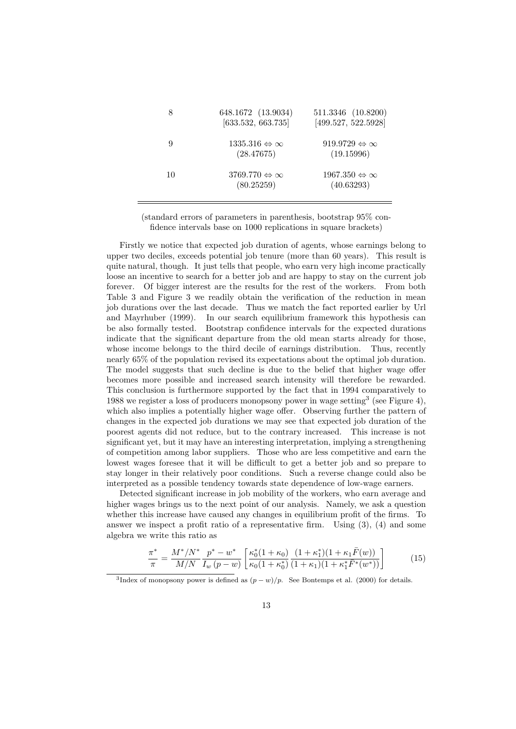| | | |
|---|---|---|
| 8 | 648.1672 (13.9034) | 511.3346 (10.8200) |
| | [633.532, 663.735] | [499.527, 522.5928] |
| 9 | $1335.316 \Leftrightarrow \infty$ | $919.9729 \Leftrightarrow \infty$ |
| | (28.47675) | (19.15996) |
| 10 | $3769.770 \Leftrightarrow \infty$ | $1967.350 \Leftrightarrow \infty$ |
| | (80.25259) | (40.63293) |

(standard errors of parameters in parenthesis, bootstrap 95% confidence intervals base on 1000 replications in square brackets)

Firstly we notice that expected job duration of agents, whose earnings belong to upper two deciles, exceeds potential job tenure (more than 60 years). This result is quite natural, though. It just tells that people, who earn very high income practically loose an incentive to search for a better job and are happy to stay on the current job forever. Of bigger interest are the results for the rest of the workers. From both Table 3 and Figure 3 we readily obtain the verification of the reduction in mean job durations over the last decade. Thus we match the fact reported earlier by Url and Mayrhuber (1999). In our search equilibrium framework this hypothesis can be also formally tested. Bootstrap confidence intervals for the expected durations indicate that the significant departure from the old mean starts already for those, whose income belongs to the third decile of earnings distribution. Thus, recently nearly 65% of the population revised its expectations about the optimal job duration. The model suggests that such decline is due to the belief that higher wage offer becomes more possible and increased search intensity will therefore be rewarded. This conclusion is furthermore supported by the fact that in 1994 comparatively to 1988 we register a loss of producers monopsony power in wage setting[3] (see Figure 4), which also implies a potentially higher wage offer. Observing further the pattern of changes in the expected job durations we may see that expected job duration of the poorest agents did not reduce, but to the contrary increased. This increase is not significant yet, but it may have an interesting interpretation, implying a strengthening of competition among labor suppliers. Those who are less competitive and earn the lowest wages foresee that it will be difficult to get a better job and so prepare to stay longer in their relatively poor conditions. Such a reverse change could also be interpreted as a possible tendency towards state dependence of low-wage earners.

Detected significant increase in job mobility of the workers, who earn average and higher wages brings us to the next point of our analysis. Namely, we ask a question whether this increase have caused any changes in equilibrium profit of the firms. To answer we inspect a profit ratio of a representative firm. Using (3), (4) and some algebra we write this ratio as

$$\frac{\pi^*}{\pi} = \frac{M^*/N^*}{M/N}\frac{p^* - w^*}{I_w\,(p - w)}\left[\frac{\kappa_0^*(1+\kappa_0)}{\kappa_0(1+\kappa_0^*)}\frac{(1+\kappa_1^*)(1+\kappa_1\bar{F}(w))}{(1+\kappa_1)(1+\kappa_1^*\bar{F}^*(w^*))}\right] \tag{15}$$

[3] Index of monopsony power is defined as $(p - w)/p$. See Bontemps et al. (2000) for details.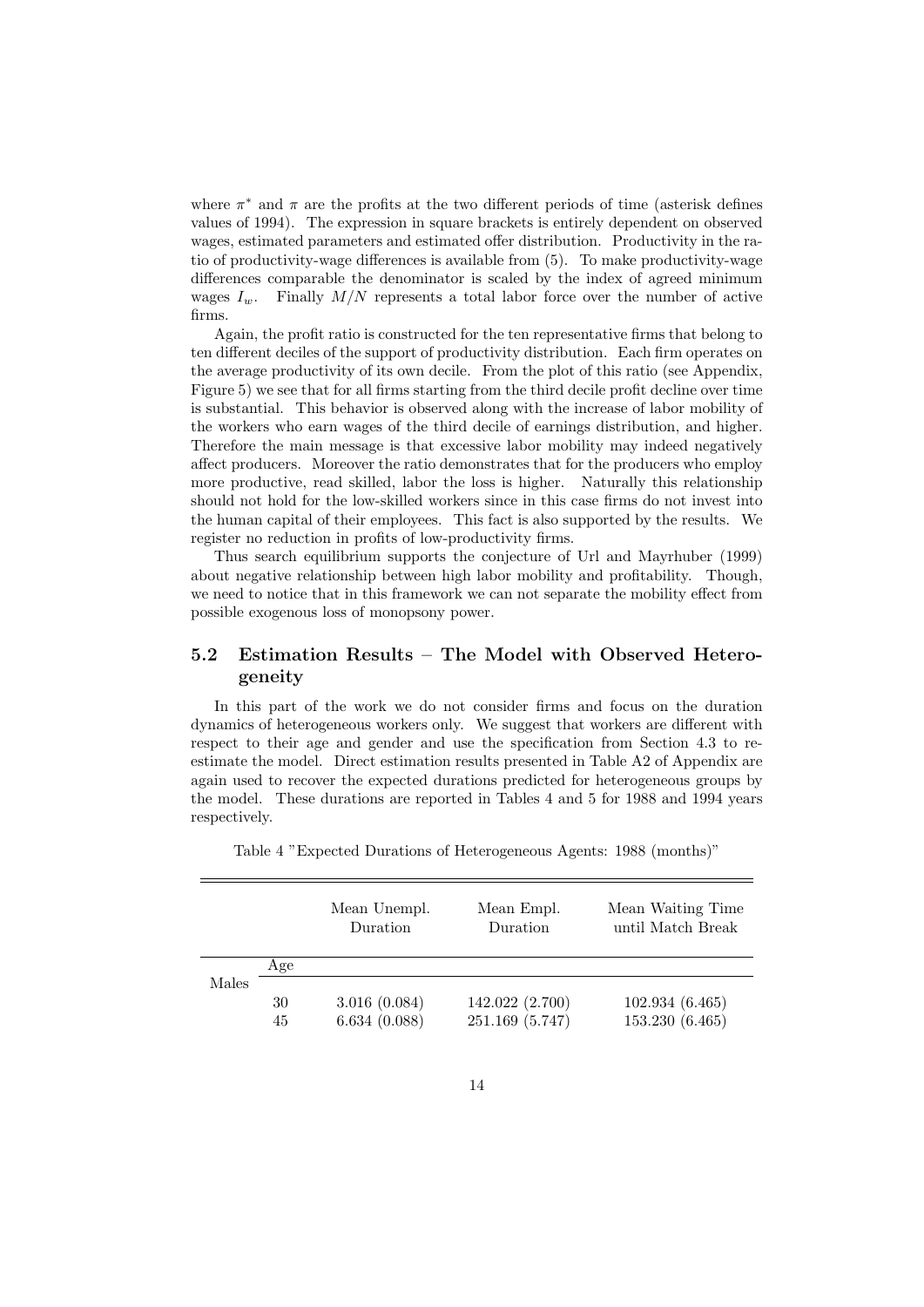where $\pi^*$ and $\pi$ are the profits at the two different periods of time (asterisk defines values of 1994). The expression in square brackets is entirely dependent on observed wages, estimated parameters and estimated offer distribution. Productivity in the ratio of productivity-wage differences is available from (5). To make productivity-wage differences comparable the denominator is scaled by the index of agreed minimum wages $I_w$. Finally $M/N$ represents a total labor force over the number of active firms.

Again, the profit ratio is constructed for the ten representative firms that belong to ten different deciles of the support of productivity distribution. Each firm operates on the average productivity of its own decile. From the plot of this ratio (see Appendix, Figure 5) we see that for all firms starting from the third decile profit decline over time is substantial. This behavior is observed along with the increase of labor mobility of the workers who earn wages of the third decile of earnings distribution, and higher. Therefore the main message is that excessive labor mobility may indeed negatively affect producers. Moreover the ratio demonstrates that for the producers who employ more productive, read skilled, labor the loss is higher. Naturally this relationship should not hold for the low-skilled workers since in this case firms do not invest into the human capital of their employees. This fact is also supported by the results. We register no reduction in profits of low-productivity firms.

Thus search equilibrium supports the conjecture of Url and Mayrhuber (1999) about negative relationship between high labor mobility and profitability. Though, we need to notice that in this framework we can not separate the mobility effect from possible exogenous loss of monopsony power.

## 5.2 Estimation Results – The Model with Observed Heterogeneity

In this part of the work we do not consider firms and focus on the duration dynamics of heterogeneous workers only. We suggest that workers are different with respect to their age and gender and use the specification from Section 4.3 to re-estimate the model. Direct estimation results presented in Table A2 of Appendix are again used to recover the expected durations predicted for heterogeneous groups by the model. These durations are reported in Tables 4 and 5 for 1988 and 1994 years respectively.

Table 4 "Expected Durations of Heterogeneous Agents: 1988 (months)"

| | | Mean Unempl. Duration | Mean Empl. Duration | Mean Waiting Time until Match Break |
|---|---|---|---|---|
| | Age | | | |
| Males | 30 | 3.016 (0.084) | 142.022 (2.700) | 102.934 (6.465) |
| | 45 | 6.634 (0.088) | 251.169 (5.747) | 153.230 (6.465) |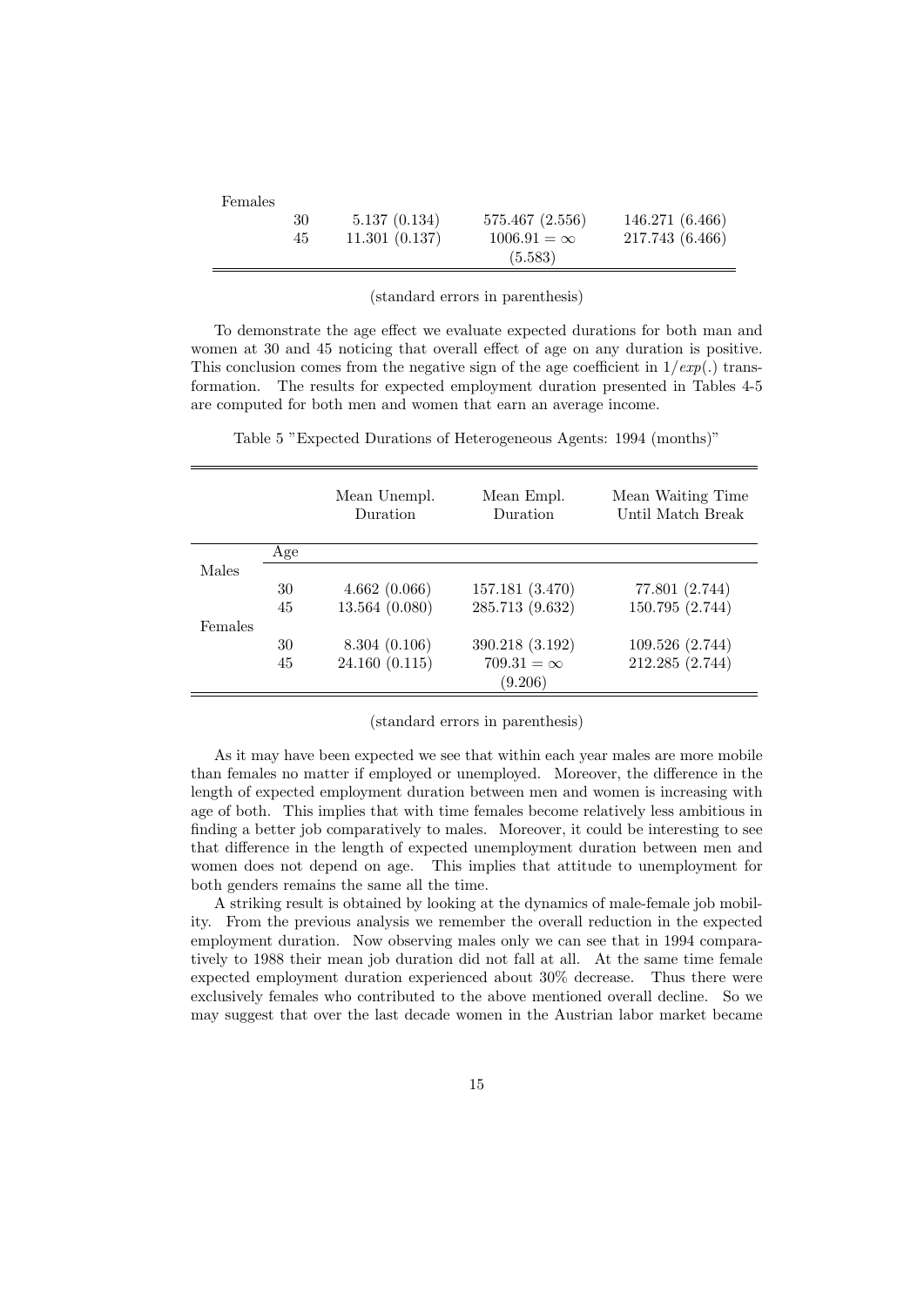| | | | | |
|---|---|---|---|---|
| Females | | | | |
| | 30 | 5.137 (0.134) | 575.467 (2.556) | 146.271 (6.466) |
| | 45 | 11.301 (0.137) | $1006.91 = \infty$ (5.583) | 217.743 (6.466) |

(standard errors in parenthesis)

To demonstrate the age effect we evaluate expected durations for both man and women at 30 and 45 noticing that overall effect of age on any duration is positive. This conclusion comes from the negative sign of the age coefficient in $1/exp(.)$ transformation. The results for expected employment duration presented in Tables 4-5 are computed for both men and women that earn an average income.

Table 5 "Expected Durations of Heterogeneous Agents: 1994 (months)"

| | Age | Mean Unempl. Duration | Mean Empl. Duration | Mean Waiting Time Until Match Break |
|---|---|---|---|---|
| Males | | | | |
| | 30 | 4.662 (0.066) | 157.181 (3.470) | 77.801 (2.744) |
| | 45 | 13.564 (0.080) | 285.713 (9.632) | 150.795 (2.744) |
| Females | | | | |
| | 30 | 8.304 (0.106) | 390.218 (3.192) | 109.526 (2.744) |
| | 45 | 24.160 (0.115) | $709.31 = \infty$ (9.206) | 212.285 (2.744) |

(standard errors in parenthesis)

As it may have been expected we see that within each year males are more mobile than females no matter if employed or unemployed. Moreover, the difference in the length of expected employment duration between men and women is increasing with age of both. This implies that with time females become relatively less ambitious in finding a better job comparatively to males. Moreover, it could be interesting to see that difference in the length of expected unemployment duration between men and women does not depend on age. This implies that attitude to unemployment for both genders remains the same all the time.

A striking result is obtained by looking at the dynamics of male-female job mobility. From the previous analysis we remember the overall reduction in the expected employment duration. Now observing males only we can see that in 1994 comparatively to 1988 their mean job duration did not fall at all. At the same time female expected employment duration experienced about 30% decrease. Thus there were exclusively females who contributed to the above mentioned overall decline. So we may suggest that over the last decade women in the Austrian labor market became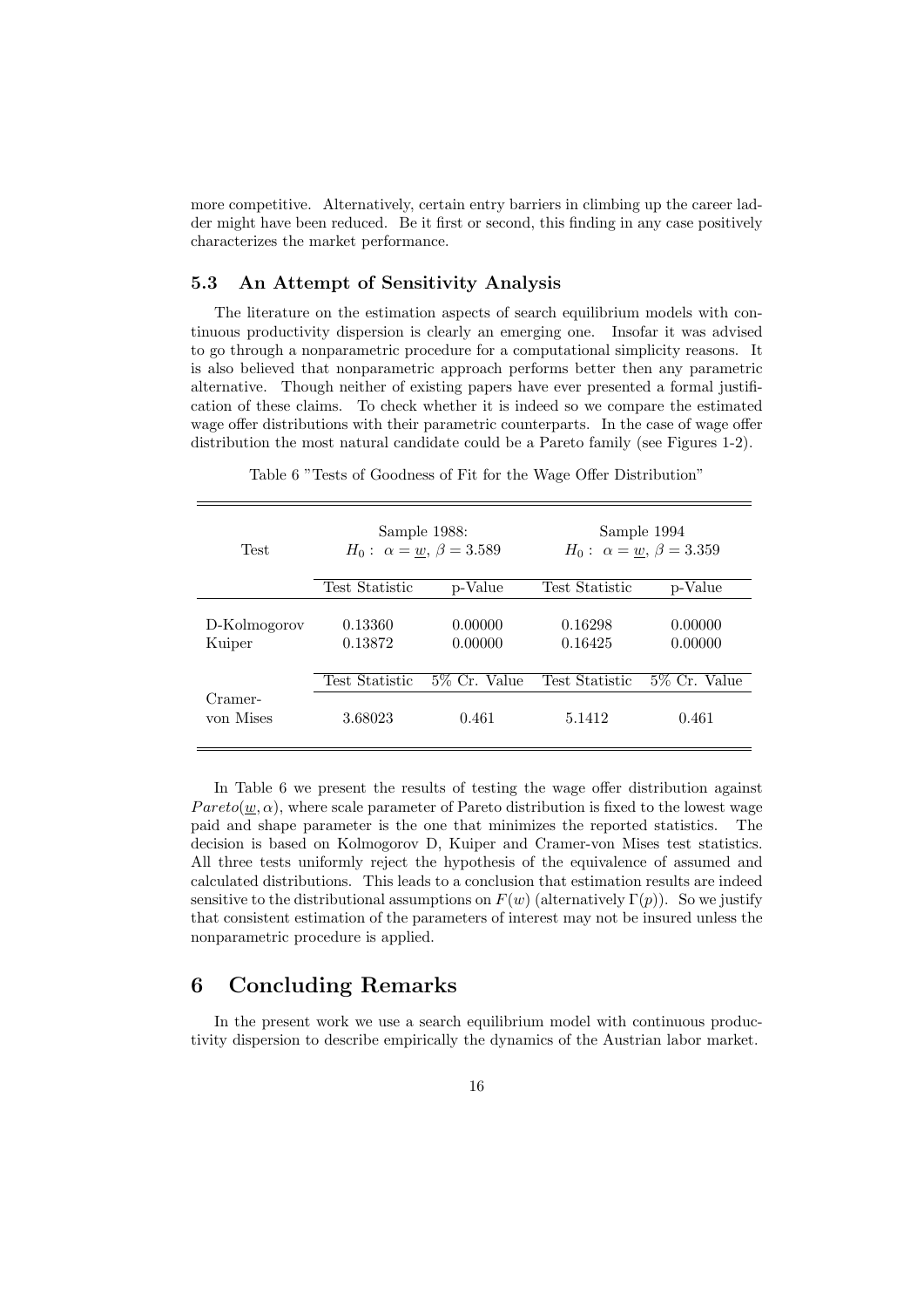more competitive. Alternatively, certain entry barriers in climbing up the career ladder might have been reduced. Be it first or second, this finding in any case positively characterizes the market performance.

### 5.3 An Attempt of Sensitivity Analysis

The literature on the estimation aspects of search equilibrium models with continuous productivity dispersion is clearly an emerging one. Insofar it was advised to go through a nonparametric procedure for a computational simplicity reasons. It is also believed that nonparametric approach performs better then any parametric alternative. Though neither of existing papers have ever presented a formal justification of these claims. To check whether it is indeed so we compare the estimated wage offer distributions with their parametric counterparts. In the case of wage offer distribution the most natural candidate could be a Pareto family (see Figures 1-2).

Table 6 "Tests of Goodness of Fit for the Wage Offer Distribution"

| Test | Sample 1988: $H_0: \ \alpha = \underline{w}, \, \beta = 3.589$ | | Sample 1994 $H_0: \ \alpha = \underline{w}, \, \beta = 3.359$ | |
|---|---|---|---|---|
| | Test Statistic | p-Value | Test Statistic | p-Value |
| D-Kolmogorov | 0.13360 | 0.00000 | 0.16298 | 0.00000 |
| Kuiper | 0.13872 | 0.00000 | 0.16425 | 0.00000 |
| | Test Statistic | 5% Cr. Value | Test Statistic | 5% Cr. Value |
| Cramer-von Mises | 3.68023 | 0.461 | 5.1412 | 0.461 |

In Table 6 we present the results of testing the wage offer distribution against $Pareto(\underline{w}, \alpha)$, where scale parameter of Pareto distribution is fixed to the lowest wage paid and shape parameter is the one that minimizes the reported statistics. The decision is based on Kolmogorov D, Kuiper and Cramer-von Mises test statistics. All three tests uniformly reject the hypothesis of the equivalence of assumed and calculated distributions. This leads to a conclusion that estimation results are indeed sensitive to the distributional assumptions on $F(w)$ (alternatively $\Gamma(p)$). So we justify that consistent estimation of the parameters of interest may not be insured unless the nonparametric procedure is applied.

## 6 Concluding Remarks

In the present work we use a search equilibrium model with continuous productivity dispersion to describe empirically the dynamics of the Austrian labor market.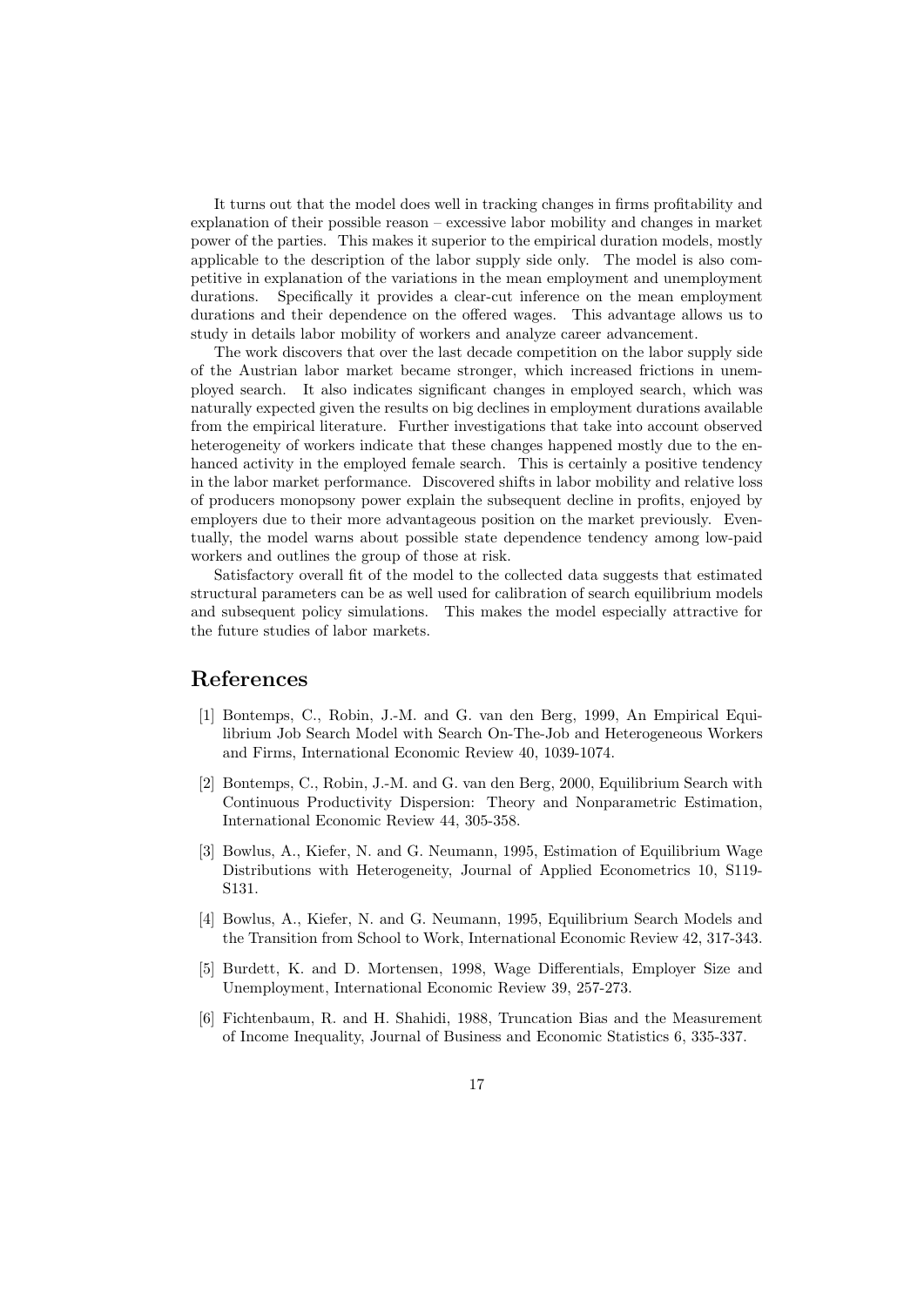It turns out that the model does well in tracking changes in firms profitability and explanation of their possible reason – excessive labor mobility and changes in market power of the parties. This makes it superior to the empirical duration models, mostly applicable to the description of the labor supply side only. The model is also competitive in explanation of the variations in the mean employment and unemployment durations. Specifically it provides a clear-cut inference on the mean employment durations and their dependence on the offered wages. This advantage allows us to study in details labor mobility of workers and analyze career advancement.

The work discovers that over the last decade competition on the labor supply side of the Austrian labor market became stronger, which increased frictions in unemployed search. It also indicates significant changes in employed search, which was naturally expected given the results on big declines in employment durations available from the empirical literature. Further investigations that take into account observed heterogeneity of workers indicate that these changes happened mostly due to the enhanced activity in the employed female search. This is certainly a positive tendency in the labor market performance. Discovered shifts in labor mobility and relative loss of producers monopsony power explain the subsequent decline in profits, enjoyed by employers due to their more advantageous position on the market previously. Eventually, the model warns about possible state dependence tendency among low-paid workers and outlines the group of those at risk.

Satisfactory overall fit of the model to the collected data suggests that estimated structural parameters can be as well used for calibration of search equilibrium models and subsequent policy simulations. This makes the model especially attractive for the future studies of labor markets.

# References

[1] Bontemps, C., Robin, J.-M. and G. van den Berg, 1999, An Empirical Equilibrium Job Search Model with Search On-The-Job and Heterogeneous Workers and Firms, International Economic Review 40, 1039-1074.

[2] Bontemps, C., Robin, J.-M. and G. van den Berg, 2000, Equilibrium Search with Continuous Productivity Dispersion: Theory and Nonparametric Estimation, International Economic Review 44, 305-358.

[3] Bowlus, A., Kiefer, N. and G. Neumann, 1995, Estimation of Equilibrium Wage Distributions with Heterogeneity, Journal of Applied Econometrics 10, S119-S131.

[4] Bowlus, A., Kiefer, N. and G. Neumann, 1995, Equilibrium Search Models and the Transition from School to Work, International Economic Review 42, 317-343.

[5] Burdett, K. and D. Mortensen, 1998, Wage Differentials, Employer Size and Unemployment, International Economic Review 39, 257-273.

[6] Fichtenbaum, R. and H. Shahidi, 1988, Truncation Bias and the Measurement of Income Inequality, Journal of Business and Economic Statistics 6, 335-337.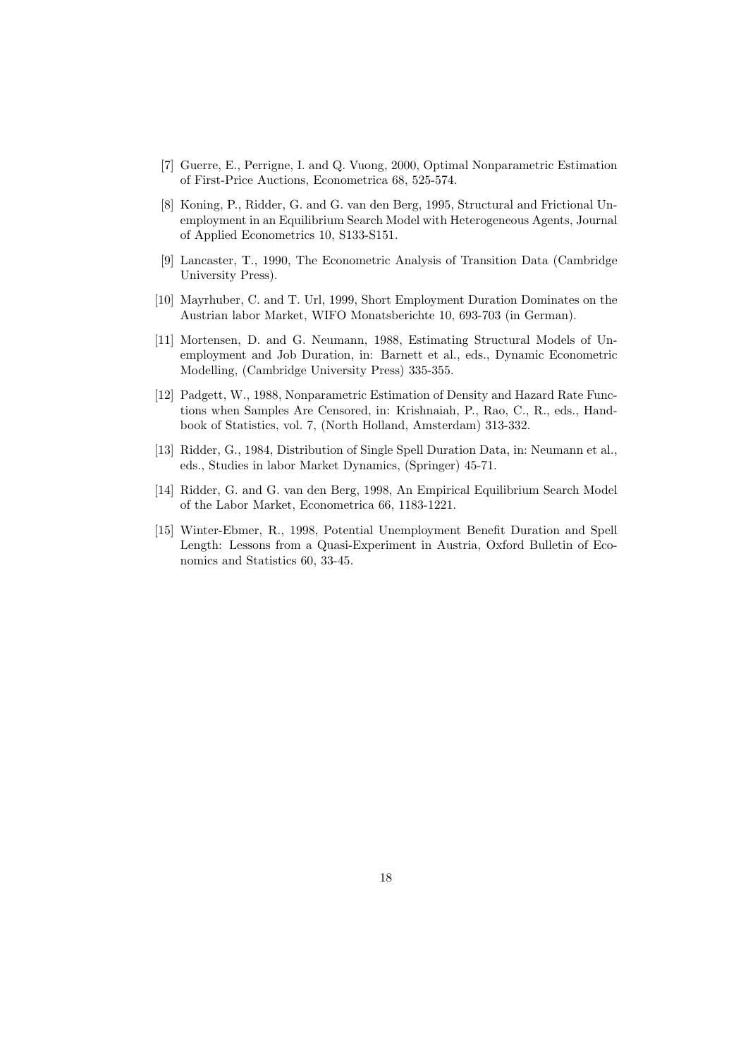[7] Guerre, E., Perrigne, I. and Q. Vuong, 2000, Optimal Nonparametric Estimation of First-Price Auctions, Econometrica 68, 525-574.

[8] Koning, P., Ridder, G. and G. van den Berg, 1995, Structural and Frictional Unemployment in an Equilibrium Search Model with Heterogeneous Agents, Journal of Applied Econometrics 10, S133-S151.

[9] Lancaster, T., 1990, The Econometric Analysis of Transition Data (Cambridge University Press).

[10] Mayrhuber, C. and T. Url, 1999, Short Employment Duration Dominates on the Austrian labor Market, WIFO Monatsberichte 10, 693-703 (in German).

[11] Mortensen, D. and G. Neumann, 1988, Estimating Structural Models of Unemployment and Job Duration, in: Barnett et al., eds., Dynamic Econometric Modelling, (Cambridge University Press) 335-355.

[12] Padgett, W., 1988, Nonparametric Estimation of Density and Hazard Rate Functions when Samples Are Censored, in: Krishnaiah, P., Rao, C., R., eds., Handbook of Statistics, vol. 7, (North Holland, Amsterdam) 313-332.

[13] Ridder, G., 1984, Distribution of Single Spell Duration Data, in: Neumann et al., eds., Studies in labor Market Dynamics, (Springer) 45-71.

[14] Ridder, G. and G. van den Berg, 1998, An Empirical Equilibrium Search Model of the Labor Market, Econometrica 66, 1183-1221.

[15] Winter-Ebmer, R., 1998, Potential Unemployment Benefit Duration and Spell Length: Lessons from a Quasi-Experiment in Austria, Oxford Bulletin of Economics and Statistics 60, 33-45.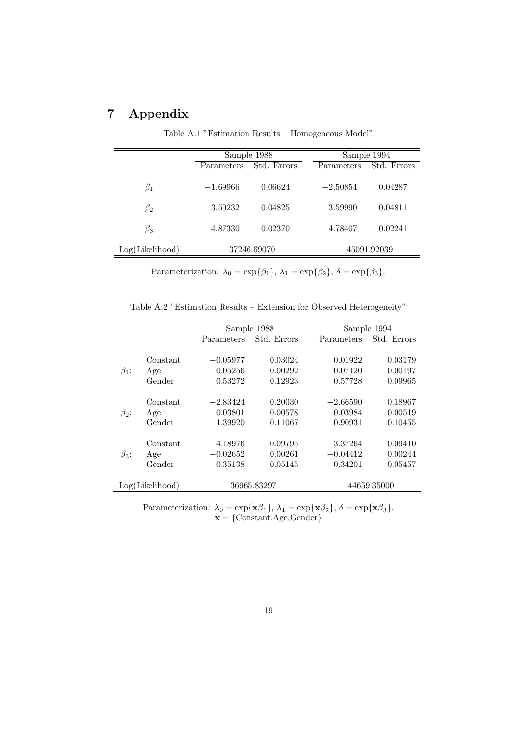# 7 Appendix

Table A.1 "Estimation Results – Homogeneous Model"

| | Sample 1988 | | Sample 1994 | |
|---|---|---|---|---|
| | Parameters | Std. Errors | Parameters | Std. Errors |
| $\beta_1$ | $-1.69966$ | 0.06624 | $-2.50854$ | 0.04287 |
| $\beta_2$ | $-3.50232$ | 0.04825 | $-3.59990$ | 0.04811 |
| $\beta_3$ | $-4.87330$ | 0.02370 | $-4.78407$ | 0.02241 |
| Log(Likelihood) | $-37246.69070$ | | $-45091.92039$ | |

Parameterization: $\lambda_0 = \exp\{\beta_1\}$, $\lambda_1 = \exp\{\beta_2\}$, $\delta = \exp\{\beta_3\}$.

Table A.2 "Estimation Results – Extension for Observed Heterogeneity"

| | | Sample 1988 | | Sample 1994 | |
|---|---|---|---|---|---|
| | | Parameters | Std. Errors | Parameters | Std. Errors |
| | Constant | $-0.05977$ | 0.03024 | 0.01922 | 0.03179 |
| $\beta_1$: | Age | $-0.05256$ | 0.00292 | $-0.07120$ | 0.00197 |
| | Gender | 0.53272 | 0.12923 | 0.57728 | 0.09965 |
| | Constant | $-2.83424$ | 0.20030 | $-2.66590$ | 0.18967 |
| $\beta_2$: | Age | $-0.03801$ | 0.00578 | $-0.03984$ | 0.00519 |
| | Gender | 1.39920 | 0.11067 | 0.90931 | 0.10455 |
| | Constant | $-4.18976$ | 0.09795 | $-3.37264$ | 0.09410 |
| $\beta_3$: | Age | $-0.02652$ | 0.00261 | $-0.04412$ | 0.00244 |
| | Gender | 0.35138 | 0.05145 | 0.34201 | 0.05457 |
| Log(Likelihood) | | $-36965.83297$ | | $-44659.35000$ | |

Parameterization: $\lambda_0 = \exp\{\mathbf{x}\beta_1\}$, $\lambda_1 = \exp\{\mathbf{x}\beta_2\}$, $\delta = \exp\{\mathbf{x}\beta_3\}$.
$\mathbf{x} = \{\text{Constant,Age,Gender}\}$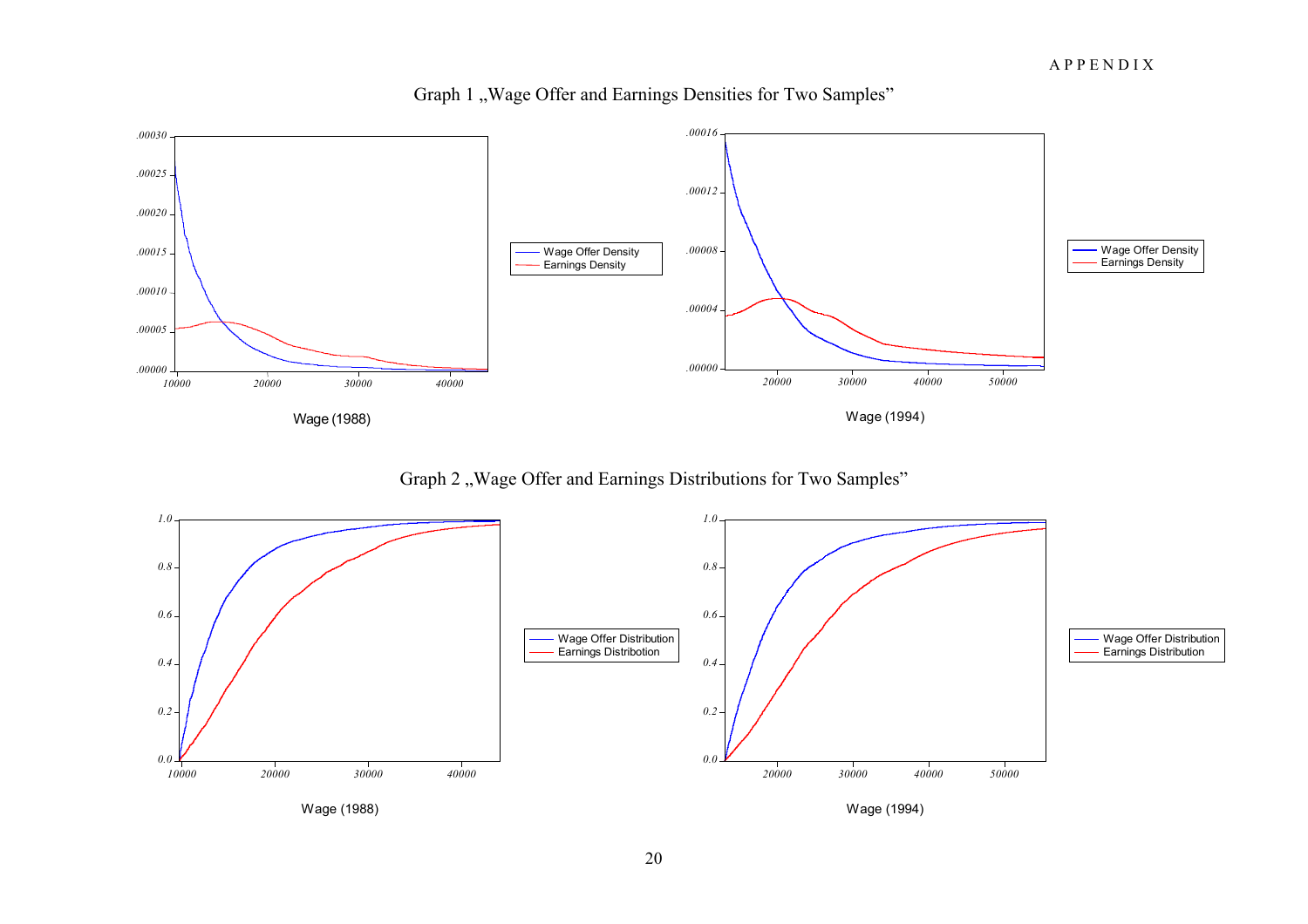APPENDIX

Graph 1 „Wage Offer and Earnings Densities for Two Samples"

Wage (1988)

Wage (1994)

Graph 2 „Wage Offer and Earnings Distributions for Two Samples"

Wage (1988)

Wage (1994)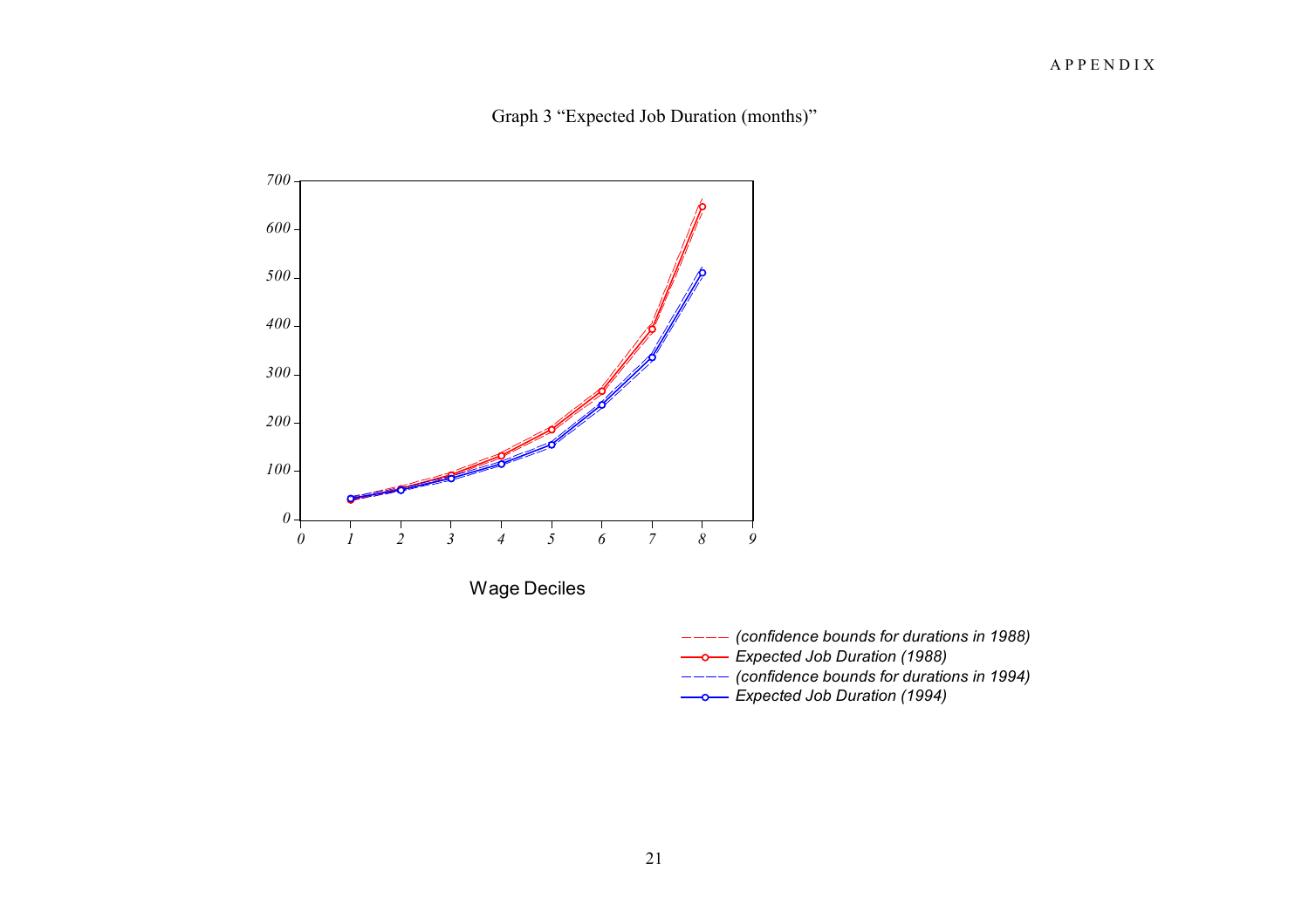Graph 3 "Expected Job Duration (months)"

Wage Deciles

- ---- (confidence bounds for durations in 1988)
- Expected Job Duration (1988)
- ---- (confidence bounds for durations in 1994)
- Expected Job Duration (1994)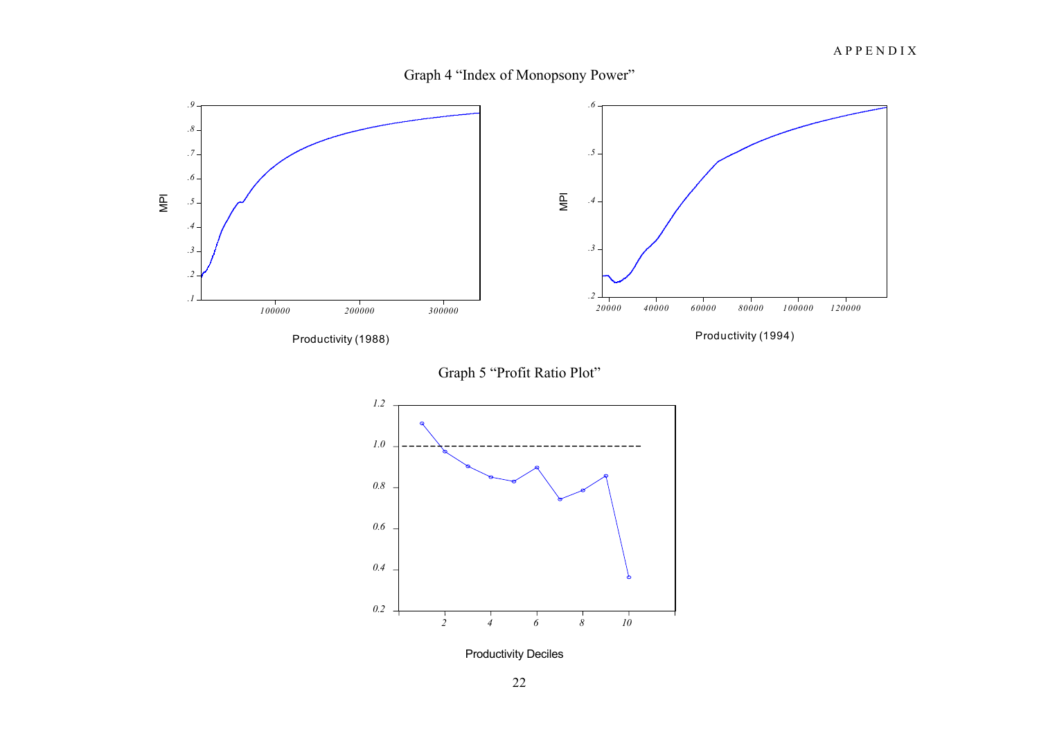APPENDIX

Graph 4 "Index of Monopsony Power"

Productivity (1988)

Productivity (1994)

Graph 5 "Profit Ratio Plot"

Productivity Deciles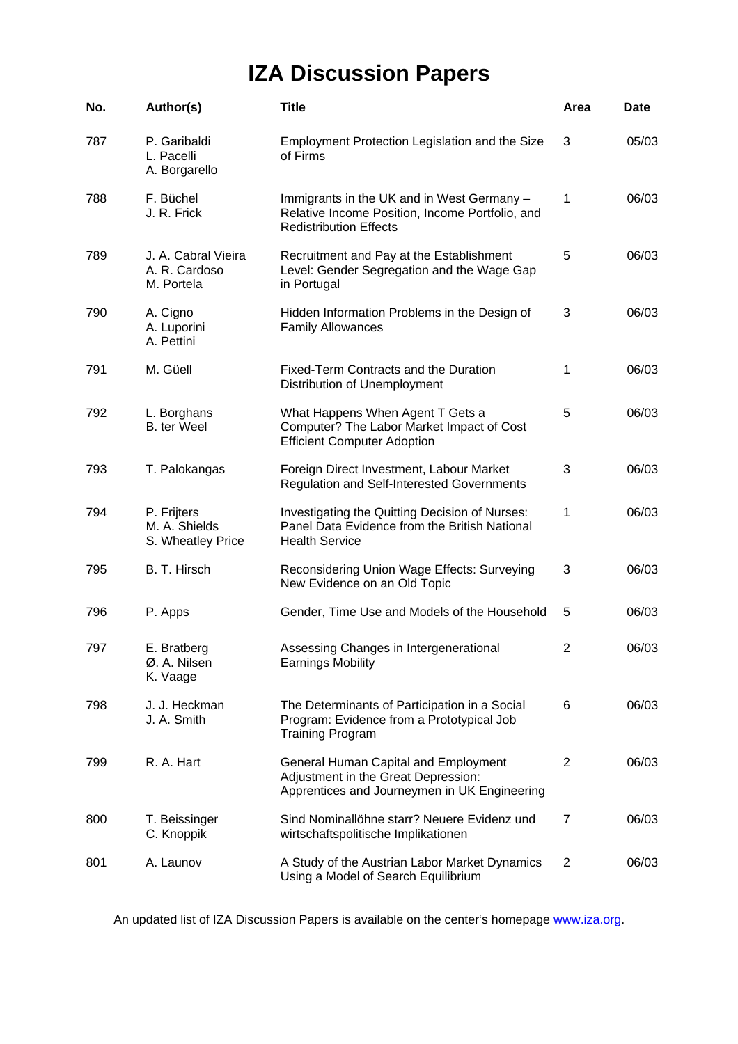# IZA Discussion Papers

| No. | Author(s) | Title | Area | Date |
|---|---|---|---|---|
| 787 | P. Garibaldi<br>L. Pacelli<br>A. Borgarello | Employment Protection Legislation and the Size of Firms | 3 | 05/03 |
| 788 | F. Büchel<br>J. R. Frick | Immigrants in the UK and in West Germany – Relative Income Position, Income Portfolio, and Redistribution Effects | 1 | 06/03 |
| 789 | J. A. Cabral Vieira<br>A. R. Cardoso<br>M. Portela | Recruitment and Pay at the Establishment Level: Gender Segregation and the Wage Gap in Portugal | 5 | 06/03 |
| 790 | A. Cigno<br>A. Luporini<br>A. Pettini | Hidden Information Problems in the Design of Family Allowances | 3 | 06/03 |
| 791 | M. Güell | Fixed-Term Contracts and the Duration Distribution of Unemployment | 1 | 06/03 |
| 792 | L. Borghans<br>B. ter Weel | What Happens When Agent T Gets a Computer? The Labor Market Impact of Cost Efficient Computer Adoption | 5 | 06/03 |
| 793 | T. Palokangas | Foreign Direct Investment, Labour Market Regulation and Self-Interested Governments | 3 | 06/03 |
| 794 | P. Frijters<br>M. A. Shields<br>S. Wheatley Price | Investigating the Quitting Decision of Nurses: Panel Data Evidence from the British National Health Service | 1 | 06/03 |
| 795 | B. T. Hirsch | Reconsidering Union Wage Effects: Surveying New Evidence on an Old Topic | 3 | 06/03 |
| 796 | P. Apps | Gender, Time Use and Models of the Household | 5 | 06/03 |
| 797 | E. Bratberg<br>Ø. A. Nilsen<br>K. Vaage | Assessing Changes in Intergenerational Earnings Mobility | 2 | 06/03 |
| 798 | J. J. Heckman<br>J. A. Smith | The Determinants of Participation in a Social Program: Evidence from a Prototypical Job Training Program | 6 | 06/03 |
| 799 | R. A. Hart | General Human Capital and Employment Adjustment in the Great Depression: Apprentices and Journeymen in UK Engineering | 2 | 06/03 |
| 800 | T. Beissinger<br>C. Knoppik | Sind Nominallöhne starr? Neuere Evidenz und wirtschaftspolitische Implikationen | 7 | 06/03 |
| 801 | A. Launov | A Study of the Austrian Labor Market Dynamics Using a Model of Search Equilibrium | 2 | 06/03 |

An updated list of IZA Discussion Papers is available on the center's homepage www.iza.org.